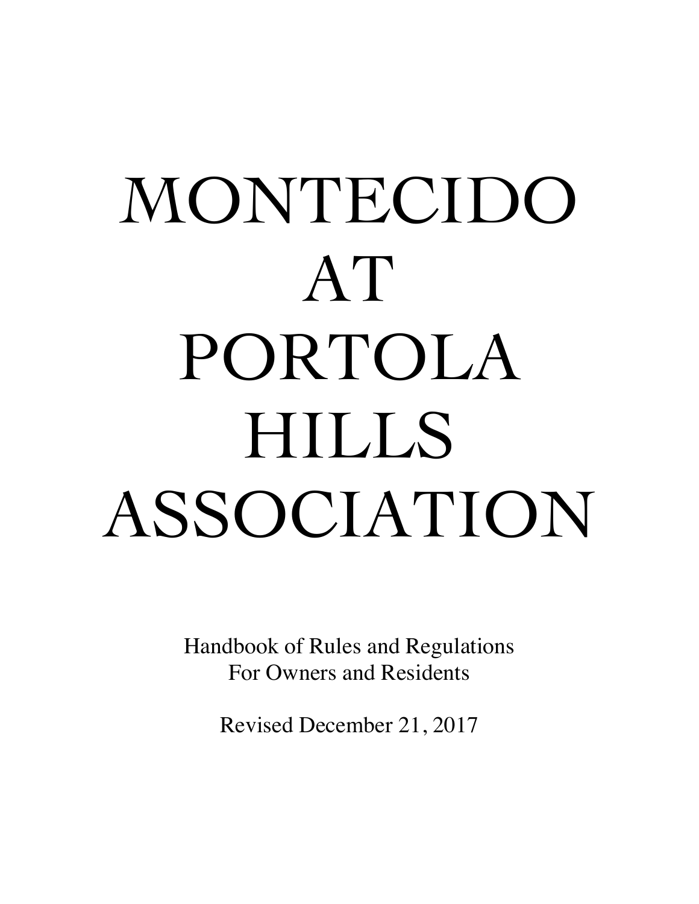# MONTECIDO AT PORTOLA HILLS ASSOCIATION

Handbook of Rules and Regulations
For Owners and Residents

Revised December 21, 2017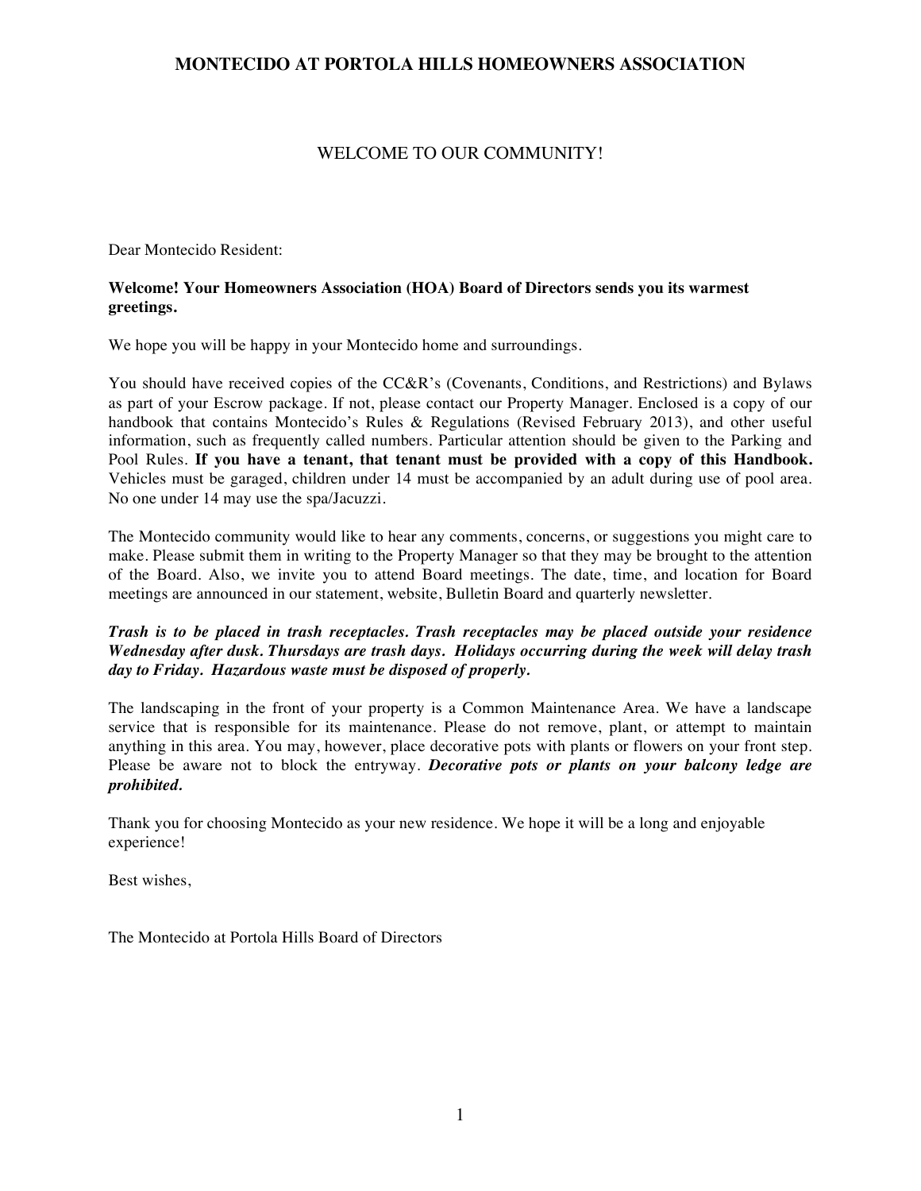# MONTECIDO AT PORTOLA HILLS HOMEOWNERS ASSOCIATION

## WELCOME TO OUR COMMUNITY!

Dear Montecido Resident:

**Welcome! Your Homeowners Association (HOA) Board of Directors sends you its warmest greetings.**

We hope you will be happy in your Montecido home and surroundings.

You should have received copies of the CC&R's (Covenants, Conditions, and Restrictions) and Bylaws as part of your Escrow package. If not, please contact our Property Manager. Enclosed is a copy of our handbook that contains Montecido's Rules & Regulations (Revised February 2013), and other useful information, such as frequently called numbers. Particular attention should be given to the Parking and Pool Rules. **If you have a tenant, that tenant must be provided with a copy of this Handbook.** Vehicles must be garaged, children under 14 must be accompanied by an adult during use of pool area. No one under 14 may use the spa/Jacuzzi.

The Montecido community would like to hear any comments, concerns, or suggestions you might care to make. Please submit them in writing to the Property Manager so that they may be brought to the attention of the Board. Also, we invite you to attend Board meetings. The date, time, and location for Board meetings are announced in our statement, website, Bulletin Board and quarterly newsletter.

***Trash is to be placed in trash receptacles. Trash receptacles may be placed outside your residence Wednesday after dusk. Thursdays are trash days. Holidays occurring during the week will delay trash day to Friday. Hazardous waste must be disposed of properly.***

The landscaping in the front of your property is a Common Maintenance Area. We have a landscape service that is responsible for its maintenance. Please do not remove, plant, or attempt to maintain anything in this area. You may, however, place decorative pots with plants or flowers on your front step. Please be aware not to block the entryway. ***Decorative pots or plants on your balcony ledge are prohibited.***

Thank you for choosing Montecido as your new residence. We hope it will be a long and enjoyable experience!

Best wishes,

The Montecido at Portola Hills Board of Directors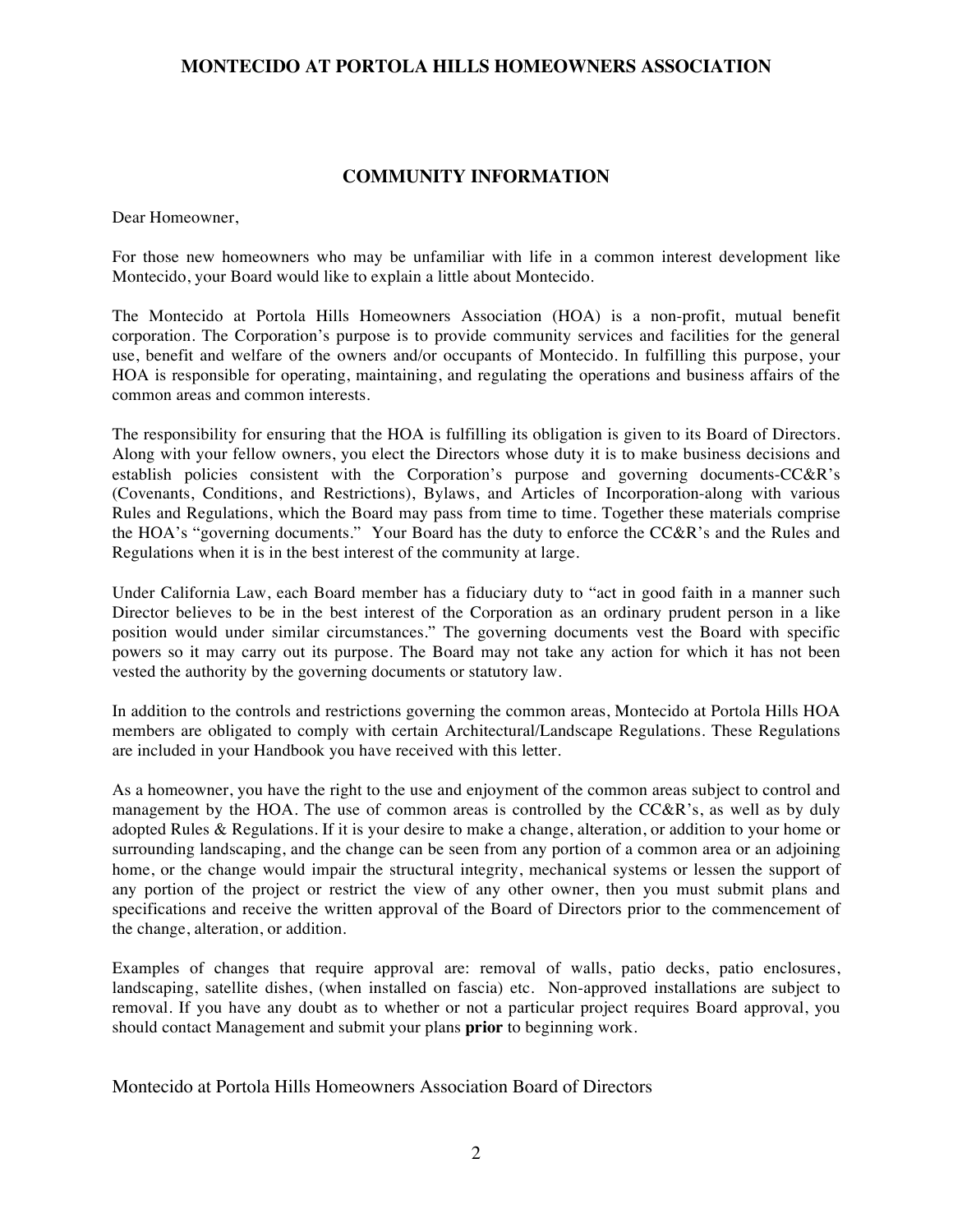## COMMUNITY INFORMATION

Dear Homeowner,

For those new homeowners who may be unfamiliar with life in a common interest development like Montecido, your Board would like to explain a little about Montecido.

The Montecido at Portola Hills Homeowners Association (HOA) is a non-profit, mutual benefit corporation. The Corporation's purpose is to provide community services and facilities for the general use, benefit and welfare of the owners and/or occupants of Montecido. In fulfilling this purpose, your HOA is responsible for operating, maintaining, and regulating the operations and business affairs of the common areas and common interests.

The responsibility for ensuring that the HOA is fulfilling its obligation is given to its Board of Directors. Along with your fellow owners, you elect the Directors whose duty it is to make business decisions and establish policies consistent with the Corporation's purpose and governing documents-CC&R's (Covenants, Conditions, and Restrictions), Bylaws, and Articles of Incorporation-along with various Rules and Regulations, which the Board may pass from time to time. Together these materials comprise the HOA's "governing documents." Your Board has the duty to enforce the CC&R's and the Rules and Regulations when it is in the best interest of the community at large.

Under California Law, each Board member has a fiduciary duty to "act in good faith in a manner such Director believes to be in the best interest of the Corporation as an ordinary prudent person in a like position would under similar circumstances." The governing documents vest the Board with specific powers so it may carry out its purpose. The Board may not take any action for which it has not been vested the authority by the governing documents or statutory law.

In addition to the controls and restrictions governing the common areas, Montecido at Portola Hills HOA members are obligated to comply with certain Architectural/Landscape Regulations. These Regulations are included in your Handbook you have received with this letter.

As a homeowner, you have the right to the use and enjoyment of the common areas subject to control and management by the HOA. The use of common areas is controlled by the CC&R's, as well as by duly adopted Rules & Regulations. If it is your desire to make a change, alteration, or addition to your home or surrounding landscaping, and the change can be seen from any portion of a common area or an adjoining home, or the change would impair the structural integrity, mechanical systems or lessen the support of any portion of the project or restrict the view of any other owner, then you must submit plans and specifications and receive the written approval of the Board of Directors prior to the commencement of the change, alteration, or addition.

Examples of changes that require approval are: removal of walls, patio decks, patio enclosures, landscaping, satellite dishes, (when installed on fascia) etc. Non-approved installations are subject to removal. If you have any doubt as to whether or not a particular project requires Board approval, you should contact Management and submit your plans **prior** to beginning work.

Montecido at Portola Hills Homeowners Association Board of Directors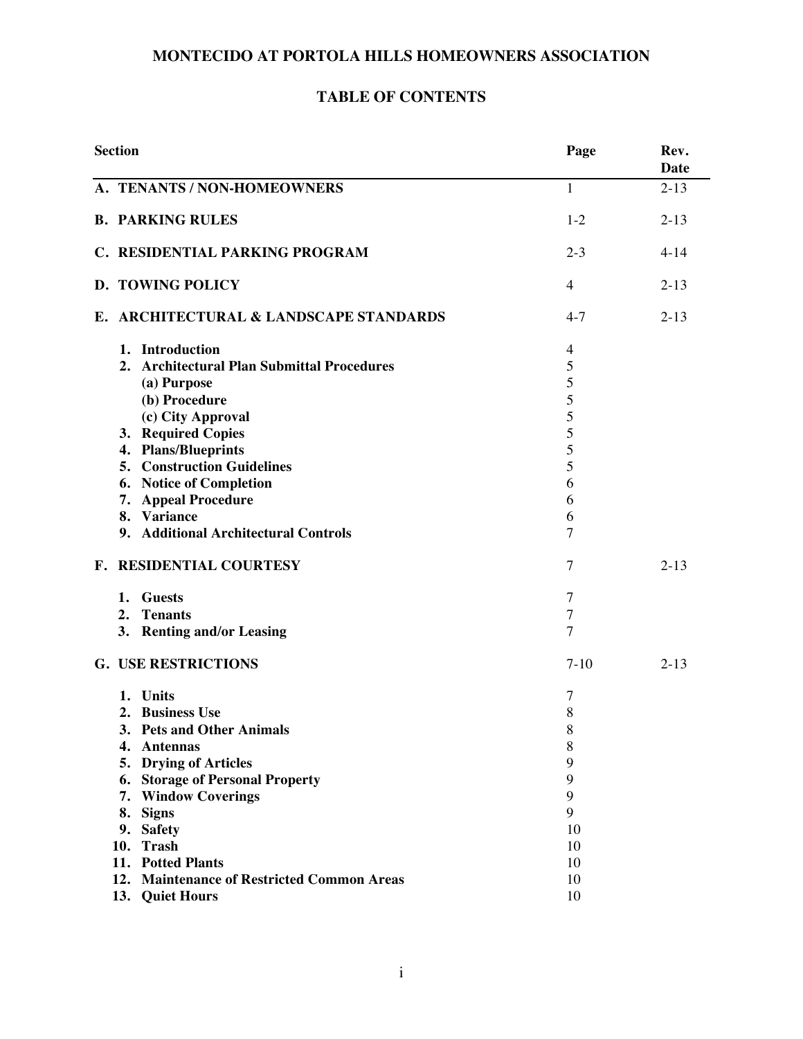# MONTECIDO AT PORTOLA HILLS HOMEOWNERS ASSOCIATION

## TABLE OF CONTENTS

| Section | Page | Rev. Date |
|---|---|---|
| **A. TENANTS / NON-HOMEOWNERS** | 1 | 2-13 |
| **B. PARKING RULES** | 1-2 | 2-13 |
| **C. RESIDENTIAL PARKING PROGRAM** | 2-3 | 4-14 |
| **D. TOWING POLICY** | 4 | 2-13 |
| **E. ARCHITECTURAL & LANDSCAPE STANDARDS** | 4-7 | 2-13 |
| **1. Introduction** | 4 | |
| **2. Architectural Plan Submittal Procedures** | 5 | |
| **(a) Purpose** | 5 | |
| **(b) Procedure** | 5 | |
| **(c) City Approval** | 5 | |
| **3. Required Copies** | 5 | |
| **4. Plans/Blueprints** | 5 | |
| **5. Construction Guidelines** | 5 | |
| **6. Notice of Completion** | 6 | |
| **7. Appeal Procedure** | 6 | |
| **8. Variance** | 6 | |
| **9. Additional Architectural Controls** | 7 | |
| **F. RESIDENTIAL COURTESY** | 7 | 2-13 |
| **1. Guests** | 7 | |
| **2. Tenants** | 7 | |
| **3. Renting and/or Leasing** | 7 | |
| **G. USE RESTRICTIONS** | 7-10 | 2-13 |
| **1. Units** | 7 | |
| **2. Business Use** | 8 | |
| **3. Pets and Other Animals** | 8 | |
| **4. Antennas** | 8 | |
| **5. Drying of Articles** | 9 | |
| **6. Storage of Personal Property** | 9 | |
| **7. Window Coverings** | 9 | |
| **8. Signs** | 9 | |
| **9. Safety** | 10 | |
| **10. Trash** | 10 | |
| **11. Potted Plants** | 10 | |
| **12. Maintenance of Restricted Common Areas** | 10 | |
| **13. Quiet Hours** | 10 | |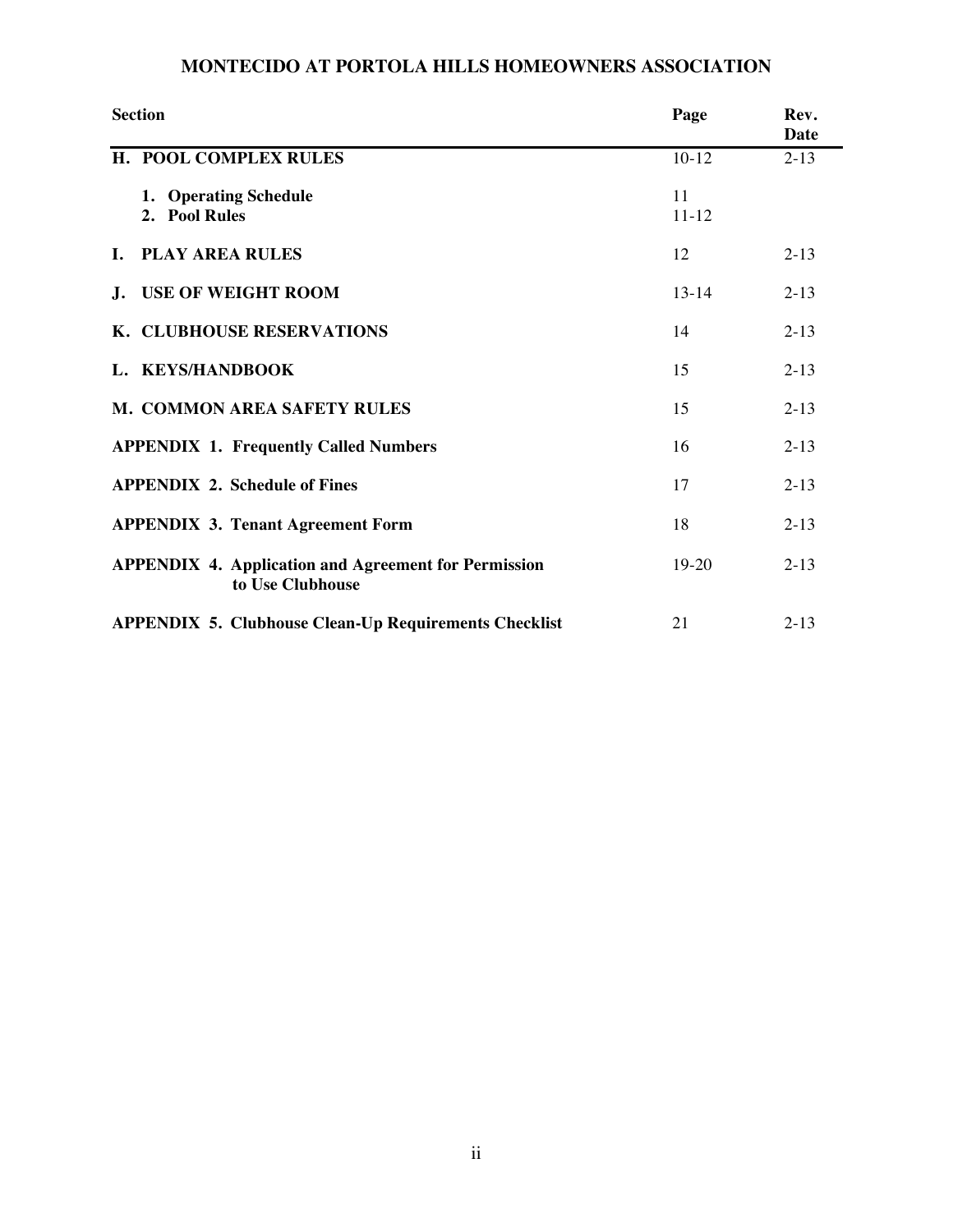# MONTECIDO AT PORTOLA HILLS HOMEOWNERS ASSOCIATION

| Section | Page | Rev. Date |
|---|---|---|
| **H. POOL COMPLEX RULES** | 10-12 | 2-13 |
| **1. Operating Schedule** | 11 | |
| **2. Pool Rules** | 11-12 | |
| **I. PLAY AREA RULES** | 12 | 2-13 |
| **J. USE OF WEIGHT ROOM** | 13-14 | 2-13 |
| **K. CLUBHOUSE RESERVATIONS** | 14 | 2-13 |
| **L. KEYS/HANDBOOK** | 15 | 2-13 |
| **M. COMMON AREA SAFETY RULES** | 15 | 2-13 |
| **APPENDIX 1. Frequently Called Numbers** | 16 | 2-13 |
| **APPENDIX 2. Schedule of Fines** | 17 | 2-13 |
| **APPENDIX 3. Tenant Agreement Form** | 18 | 2-13 |
| **APPENDIX 4. Application and Agreement for Permission to Use Clubhouse** | 19-20 | 2-13 |
| **APPENDIX 5. Clubhouse Clean-Up Requirements Checklist** | 21 | 2-13 |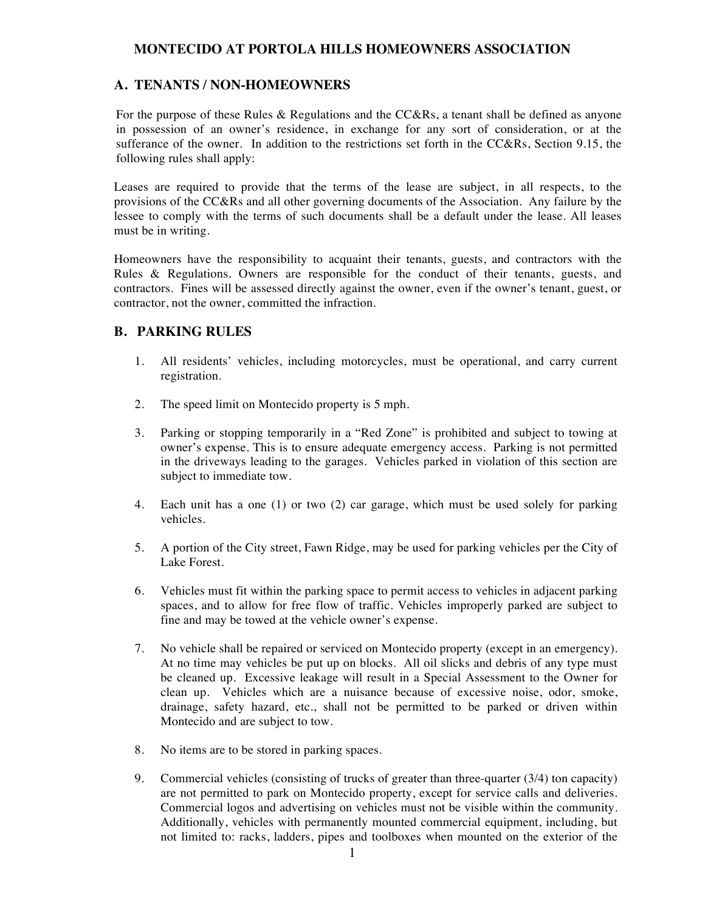# MONTECIDO AT PORTOLA HILLS HOMEOWNERS ASSOCIATION

## A. TENANTS / NON-HOMEOWNERS

For the purpose of these Rules & Regulations and the CC&Rs, a tenant shall be defined as anyone in possession of an owner's residence, in exchange for any sort of consideration, or at the sufferance of the owner. In addition to the restrictions set forth in the CC&Rs, Section 9.15, the following rules shall apply:

Leases are required to provide that the terms of the lease are subject, in all respects, to the provisions of the CC&Rs and all other governing documents of the Association. Any failure by the lessee to comply with the terms of such documents shall be a default under the lease. All leases must be in writing.

Homeowners have the responsibility to acquaint their tenants, guests, and contractors with the Rules & Regulations. Owners are responsible for the conduct of their tenants, guests, and contractors. Fines will be assessed directly against the owner, even if the owner's tenant, guest, or contractor, not the owner, committed the infraction.

## B. PARKING RULES

1. All residents' vehicles, including motorcycles, must be operational, and carry current registration.

2. The speed limit on Montecido property is 5 mph.

3. Parking or stopping temporarily in a "Red Zone" is prohibited and subject to towing at owner's expense. This is to ensure adequate emergency access. Parking is not permitted in the driveways leading to the garages. Vehicles parked in violation of this section are subject to immediate tow.

4. Each unit has a one (1) or two (2) car garage, which must be used solely for parking vehicles.

5. A portion of the City street, Fawn Ridge, may be used for parking vehicles per the City of Lake Forest.

6. Vehicles must fit within the parking space to permit access to vehicles in adjacent parking spaces, and to allow for free flow of traffic. Vehicles improperly parked are subject to fine and may be towed at the vehicle owner's expense.

7. No vehicle shall be repaired or serviced on Montecido property (except in an emergency). At no time may vehicles be put up on blocks. All oil slicks and debris of any type must be cleaned up. Excessive leakage will result in a Special Assessment to the Owner for clean up. Vehicles which are a nuisance because of excessive noise, odor, smoke, drainage, safety hazard, etc., shall not be permitted to be parked or driven within Montecido and are subject to tow.

8. No items are to be stored in parking spaces.

9. Commercial vehicles (consisting of trucks of greater than three-quarter (3/4) ton capacity) are not permitted to park on Montecido property, except for service calls and deliveries. Commercial logos and advertising on vehicles must not be visible within the community. Additionally, vehicles with permanently mounted commercial equipment, including, but not limited to: racks, ladders, pipes and toolboxes when mounted on the exterior of the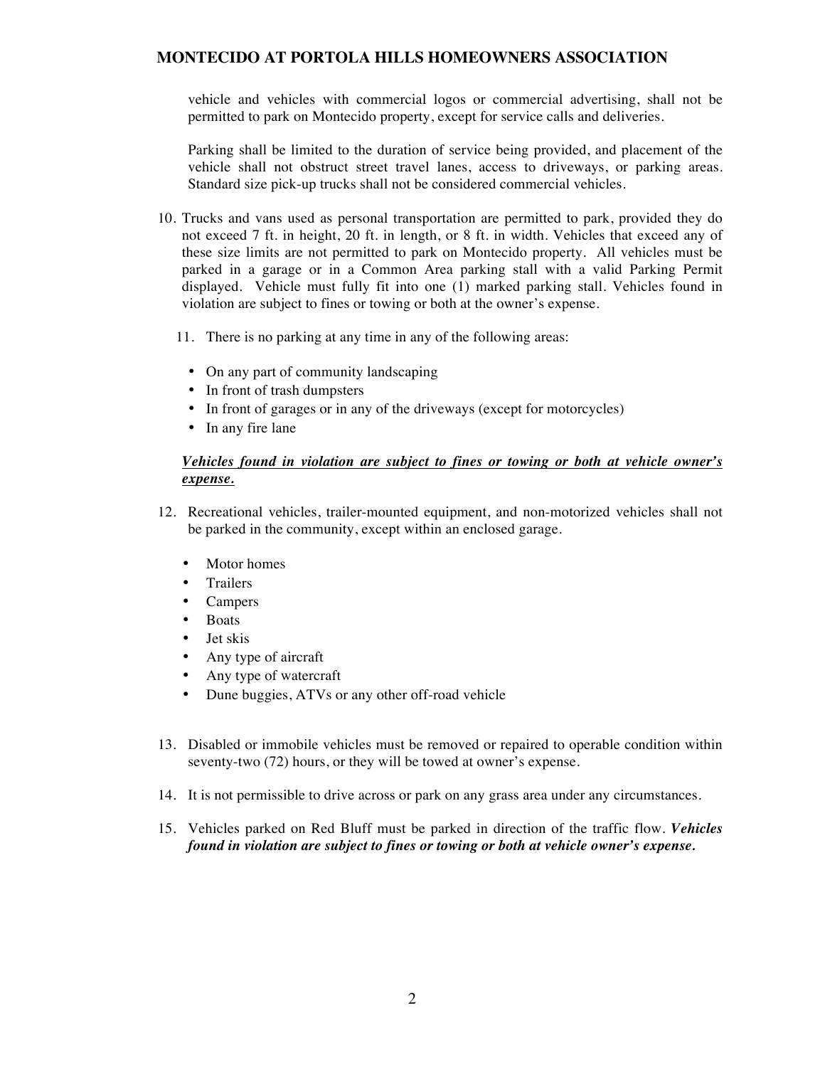vehicle and vehicles with commercial logos or commercial advertising, shall not be permitted to park on Montecido property, except for service calls and deliveries.

Parking shall be limited to the duration of service being provided, and placement of the vehicle shall not obstruct street travel lanes, access to driveways, or parking areas. Standard size pick-up trucks shall not be considered commercial vehicles.

10. Trucks and vans used as personal transportation are permitted to park, provided they do not exceed 7 ft. in height, 20 ft. in length, or 8 ft. in width. Vehicles that exceed any of these size limits are not permitted to park on Montecido property. All vehicles must be parked in a garage or in a Common Area parking stall with a valid Parking Permit displayed. Vehicle must fully fit into one (1) marked parking stall. Vehicles found in violation are subject to fines or towing or both at the owner's expense.

11. There is no parking at any time in any of the following areas:

    - On any part of community landscaping
    - In front of trash dumpsters
    - In front of garages or in any of the driveways (except for motorcycles)
    - In any fire lane

    ***<u>Vehicles found in violation are subject to fines or towing or both at vehicle owner's expense.</u>***

12. Recreational vehicles, trailer-mounted equipment, and non-motorized vehicles shall not be parked in the community, except within an enclosed garage.

    - Motor homes
    - Trailers
    - Campers
    - Boats
    - Jet skis
    - Any type of aircraft
    - Any type of watercraft
    - Dune buggies, ATVs or any other off-road vehicle

13. Disabled or immobile vehicles must be removed or repaired to operable condition within seventy-two (72) hours, or they will be towed at owner's expense.

14. It is not permissible to drive across or park on any grass area under any circumstances.

15. Vehicles parked on Red Bluff must be parked in direction of the traffic flow. ***Vehicles found in violation are subject to fines or towing or both at vehicle owner's expense.***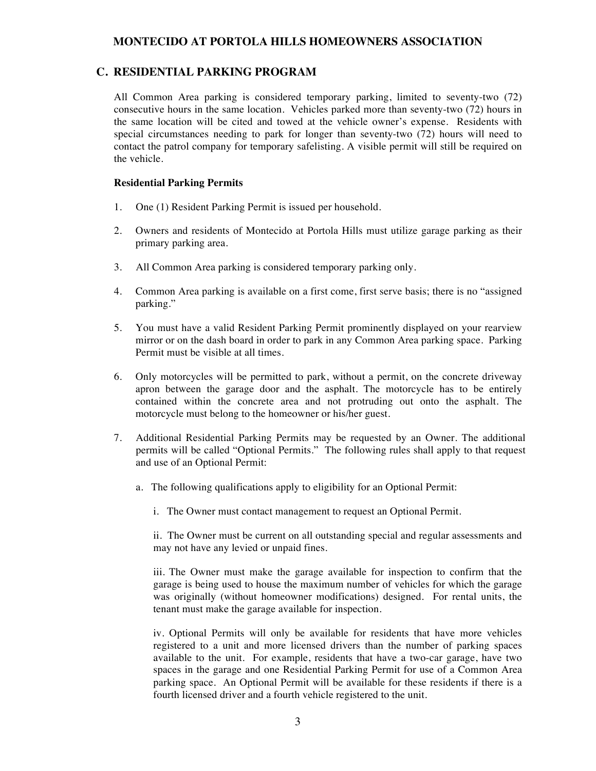# MONTECIDO AT PORTOLA HILLS HOMEOWNERS ASSOCIATION

## C. RESIDENTIAL PARKING PROGRAM

All Common Area parking is considered temporary parking, limited to seventy-two (72) consecutive hours in the same location. Vehicles parked more than seventy-two (72) hours in the same location will be cited and towed at the vehicle owner's expense. Residents with special circumstances needing to park for longer than seventy-two (72) hours will need to contact the patrol company for temporary safelisting. A visible permit will still be required on the vehicle.

### Residential Parking Permits

1. One (1) Resident Parking Permit is issued per household.

2. Owners and residents of Montecido at Portola Hills must utilize garage parking as their primary parking area.

3. All Common Area parking is considered temporary parking only.

4. Common Area parking is available on a first come, first serve basis; there is no "assigned parking."

5. You must have a valid Resident Parking Permit prominently displayed on your rearview mirror or on the dash board in order to park in any Common Area parking space. Parking Permit must be visible at all times.

6. Only motorcycles will be permitted to park, without a permit, on the concrete driveway apron between the garage door and the asphalt. The motorcycle has to be entirely contained within the concrete area and not protruding out onto the asphalt. The motorcycle must belong to the homeowner or his/her guest.

7. Additional Residential Parking Permits may be requested by an Owner. The additional permits will be called "Optional Permits." The following rules shall apply to that request and use of an Optional Permit:

   a. The following qualifications apply to eligibility for an Optional Permit:

      i. The Owner must contact management to request an Optional Permit.

      ii. The Owner must be current on all outstanding special and regular assessments and may not have any levied or unpaid fines.

      iii. The Owner must make the garage available for inspection to confirm that the garage is being used to house the maximum number of vehicles for which the garage was originally (without homeowner modifications) designed. For rental units, the tenant must make the garage available for inspection.

      iv. Optional Permits will only be available for residents that have more vehicles registered to a unit and more licensed drivers than the number of parking spaces available to the unit. For example, residents that have a two-car garage, have two spaces in the garage and one Residential Parking Permit for use of a Common Area parking space. An Optional Permit will be available for these residents if there is a fourth licensed driver and a fourth vehicle registered to the unit.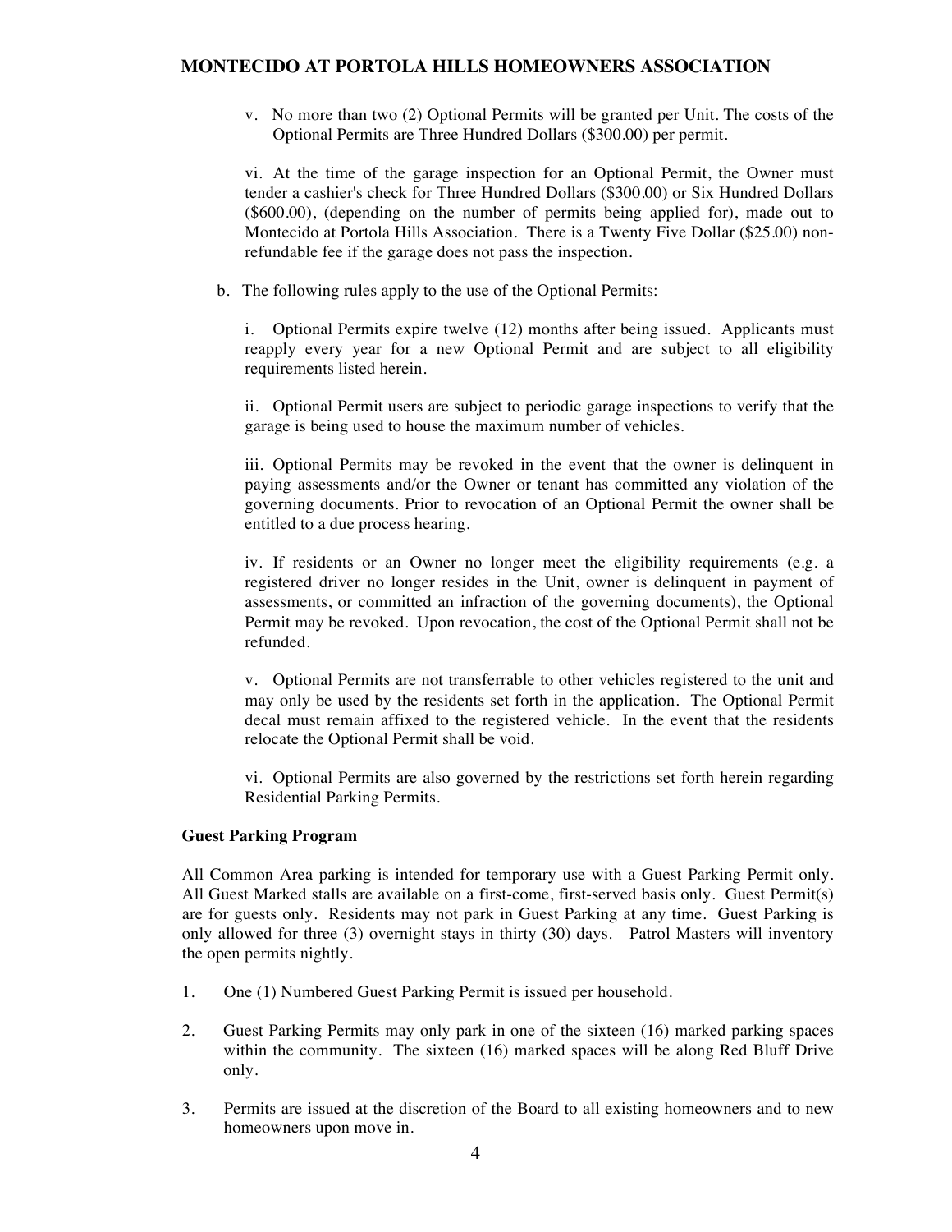v. No more than two (2) Optional Permits will be granted per Unit. The costs of the Optional Permits are Three Hundred Dollars ($300.00) per permit.

vi. At the time of the garage inspection for an Optional Permit, the Owner must tender a cashier's check for Three Hundred Dollars ($300.00) or Six Hundred Dollars ($600.00), (depending on the number of permits being applied for), made out to Montecido at Portola Hills Association. There is a Twenty Five Dollar ($25.00) non-refundable fee if the garage does not pass the inspection.

b. The following rules apply to the use of the Optional Permits:

i. Optional Permits expire twelve (12) months after being issued. Applicants must reapply every year for a new Optional Permit and are subject to all eligibility requirements listed herein.

ii. Optional Permit users are subject to periodic garage inspections to verify that the garage is being used to house the maximum number of vehicles.

iii. Optional Permits may be revoked in the event that the owner is delinquent in paying assessments and/or the Owner or tenant has committed any violation of the governing documents. Prior to revocation of an Optional Permit the owner shall be entitled to a due process hearing.

iv. If residents or an Owner no longer meet the eligibility requirements (e.g. a registered driver no longer resides in the Unit, owner is delinquent in payment of assessments, or committed an infraction of the governing documents), the Optional Permit may be revoked. Upon revocation, the cost of the Optional Permit shall not be refunded.

v. Optional Permits are not transferrable to other vehicles registered to the unit and may only be used by the residents set forth in the application. The Optional Permit decal must remain affixed to the registered vehicle. In the event that the residents relocate the Optional Permit shall be void.

vi. Optional Permits are also governed by the restrictions set forth herein regarding Residential Parking Permits.

**Guest Parking Program**

All Common Area parking is intended for temporary use with a Guest Parking Permit only. All Guest Marked stalls are available on a first-come, first-served basis only. Guest Permit(s) are for guests only. Residents may not park in Guest Parking at any time. Guest Parking is only allowed for three (3) overnight stays in thirty (30) days. Patrol Masters will inventory the open permits nightly.

1. One (1) Numbered Guest Parking Permit is issued per household.

2. Guest Parking Permits may only park in one of the sixteen (16) marked parking spaces within the community. The sixteen (16) marked spaces will be along Red Bluff Drive only.

3. Permits are issued at the discretion of the Board to all existing homeowners and to new homeowners upon move in.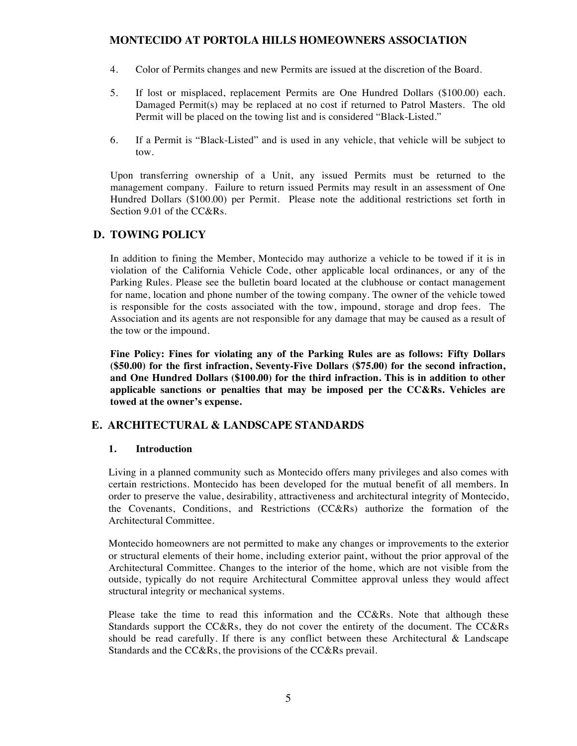4. Color of Permits changes and new Permits are issued at the discretion of the Board.

5. If lost or misplaced, replacement Permits are One Hundred Dollars ($100.00) each. Damaged Permit(s) may be replaced at no cost if returned to Patrol Masters. The old Permit will be placed on the towing list and is considered "Black-Listed."

6. If a Permit is "Black-Listed" and is used in any vehicle, that vehicle will be subject to tow.

Upon transferring ownership of a Unit, any issued Permits must be returned to the management company. Failure to return issued Permits may result in an assessment of One Hundred Dollars ($100.00) per Permit. Please note the additional restrictions set forth in Section 9.01 of the CC&Rs.

## D. TOWING POLICY

In addition to fining the Member, Montecido may authorize a vehicle to be towed if it is in violation of the California Vehicle Code, other applicable local ordinances, or any of the Parking Rules. Please see the bulletin board located at the clubhouse or contact management for name, location and phone number of the towing company. The owner of the vehicle towed is responsible for the costs associated with the tow, impound, storage and drop fees. The Association and its agents are not responsible for any damage that may be caused as a result of the tow or the impound.

**Fine Policy: Fines for violating any of the Parking Rules are as follows: Fifty Dollars ($50.00) for the first infraction, Seventy-Five Dollars ($75.00) for the second infraction, and One Hundred Dollars ($100.00) for the third infraction. This is in addition to other applicable sanctions or penalties that may be imposed per the CC&Rs. Vehicles are towed at the owner's expense.**

## E. ARCHITECTURAL & LANDSCAPE STANDARDS

### 1. Introduction

Living in a planned community such as Montecido offers many privileges and also comes with certain restrictions. Montecido has been developed for the mutual benefit of all members. In order to preserve the value, desirability, attractiveness and architectural integrity of Montecido, the Covenants, Conditions, and Restrictions (CC&Rs) authorize the formation of the Architectural Committee.

Montecido homeowners are not permitted to make any changes or improvements to the exterior or structural elements of their home, including exterior paint, without the prior approval of the Architectural Committee. Changes to the interior of the home, which are not visible from the outside, typically do not require Architectural Committee approval unless they would affect structural integrity or mechanical systems.

Please take the time to read this information and the CC&Rs. Note that although these Standards support the CC&Rs, they do not cover the entirety of the document. The CC&Rs should be read carefully. If there is any conflict between these Architectural & Landscape Standards and the CC&Rs, the provisions of the CC&Rs prevail.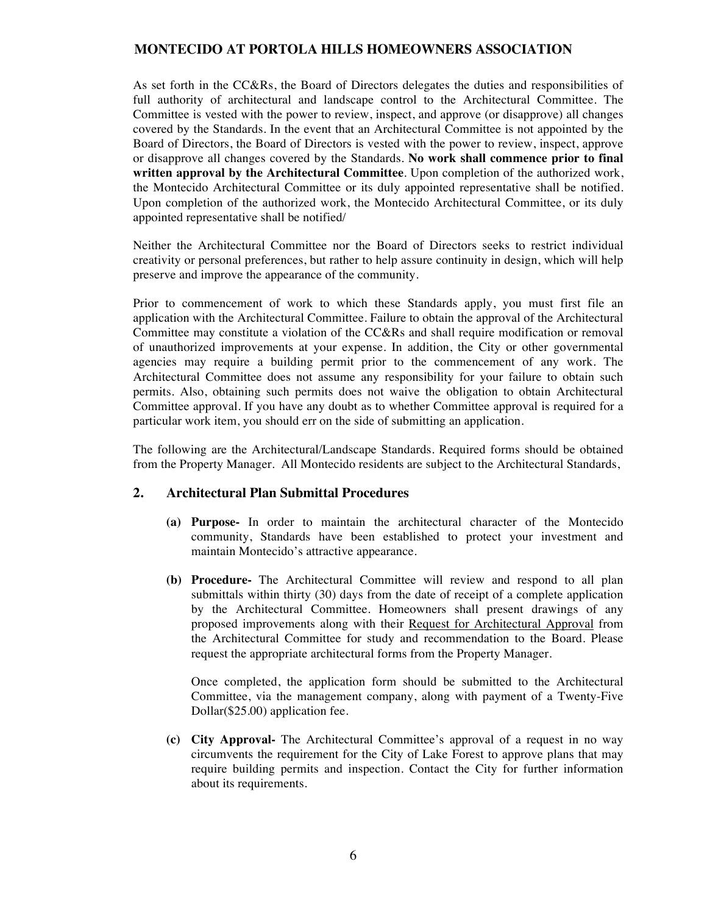## MONTECIDO AT PORTOLA HILLS HOMEOWNERS ASSOCIATION

As set forth in the CC&Rs, the Board of Directors delegates the duties and responsibilities of full authority of architectural and landscape control to the Architectural Committee. The Committee is vested with the power to review, inspect, and approve (or disapprove) all changes covered by the Standards. In the event that an Architectural Committee is not appointed by the Board of Directors, the Board of Directors is vested with the power to review, inspect, approve or disapprove all changes covered by the Standards. **No work shall commence prior to final written approval by the Architectural Committee**. Upon completion of the authorized work, the Montecido Architectural Committee or its duly appointed representative shall be notified. Upon completion of the authorized work, the Montecido Architectural Committee, or its duly appointed representative shall be notified/

Neither the Architectural Committee nor the Board of Directors seeks to restrict individual creativity or personal preferences, but rather to help assure continuity in design, which will help preserve and improve the appearance of the community.

Prior to commencement of work to which these Standards apply, you must first file an application with the Architectural Committee. Failure to obtain the approval of the Architectural Committee may constitute a violation of the CC&Rs and shall require modification or removal of unauthorized improvements at your expense. In addition, the City or other governmental agencies may require a building permit prior to the commencement of any work. The Architectural Committee does not assume any responsibility for your failure to obtain such permits. Also, obtaining such permits does not waive the obligation to obtain Architectural Committee approval. If you have any doubt as to whether Committee approval is required for a particular work item, you should err on the side of submitting an application.

The following are the Architectural/Landscape Standards. Required forms should be obtained from the Property Manager. All Montecido residents are subject to the Architectural Standards,

### 2. Architectural Plan Submittal Procedures

**(a) Purpose-** In order to maintain the architectural character of the Montecido community, Standards have been established to protect your investment and maintain Montecido's attractive appearance.

**(b) Procedure-** The Architectural Committee will review and respond to all plan submittals within thirty (30) days from the date of receipt of a complete application by the Architectural Committee. Homeowners shall present drawings of any proposed improvements along with their Request for Architectural Approval from the Architectural Committee for study and recommendation to the Board. Please request the appropriate architectural forms from the Property Manager.

Once completed, the application form should be submitted to the Architectural Committee, via the management company, along with payment of a Twenty-Five Dollar($25.00) application fee.

**(c) City Approval-** The Architectural Committee's approval of a request in no way circumvents the requirement for the City of Lake Forest to approve plans that may require building permits and inspection. Contact the City for further information about its requirements.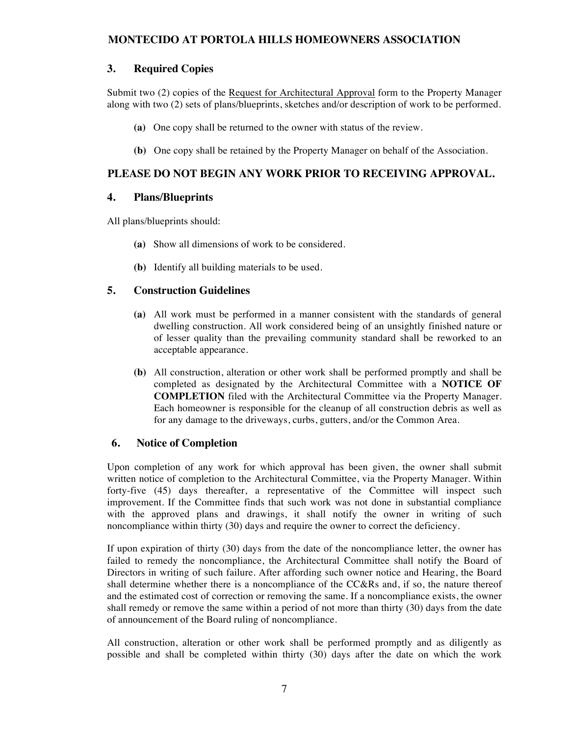## 3. Required Copies

Submit two (2) copies of the Request for Architectural Approval form to the Property Manager along with two (2) sets of plans/blueprints, sketches and/or description of work to be performed.

- **(a)** One copy shall be returned to the owner with status of the review.
- **(b)** One copy shall be retained by the Property Manager on behalf of the Association.

## PLEASE DO NOT BEGIN ANY WORK PRIOR TO RECEIVING APPROVAL.

## 4. Plans/Blueprints

All plans/blueprints should:

- **(a)** Show all dimensions of work to be considered.
- **(b)** Identify all building materials to be used.

## 5. Construction Guidelines

- **(a)** All work must be performed in a manner consistent with the standards of general dwelling construction. All work considered being of an unsightly finished nature or of lesser quality than the prevailing community standard shall be reworked to an acceptable appearance.
- **(b)** All construction, alteration or other work shall be performed promptly and shall be completed as designated by the Architectural Committee with a **NOTICE OF COMPLETION** filed with the Architectural Committee via the Property Manager. Each homeowner is responsible for the cleanup of all construction debris as well as for any damage to the driveways, curbs, gutters, and/or the Common Area.

## 6. Notice of Completion

Upon completion of any work for which approval has been given, the owner shall submit written notice of completion to the Architectural Committee, via the Property Manager. Within forty-five (45) days thereafter, a representative of the Committee will inspect such improvement. If the Committee finds that such work was not done in substantial compliance with the approved plans and drawings, it shall notify the owner in writing of such noncompliance within thirty (30) days and require the owner to correct the deficiency.

If upon expiration of thirty (30) days from the date of the noncompliance letter, the owner has failed to remedy the noncompliance, the Architectural Committee shall notify the Board of Directors in writing of such failure. After affording such owner notice and Hearing, the Board shall determine whether there is a noncompliance of the CC&Rs and, if so, the nature thereof and the estimated cost of correction or removing the same. If a noncompliance exists, the owner shall remedy or remove the same within a period of not more than thirty (30) days from the date of announcement of the Board ruling of noncompliance.

All construction, alteration or other work shall be performed promptly and as diligently as possible and shall be completed within thirty (30) days after the date on which the work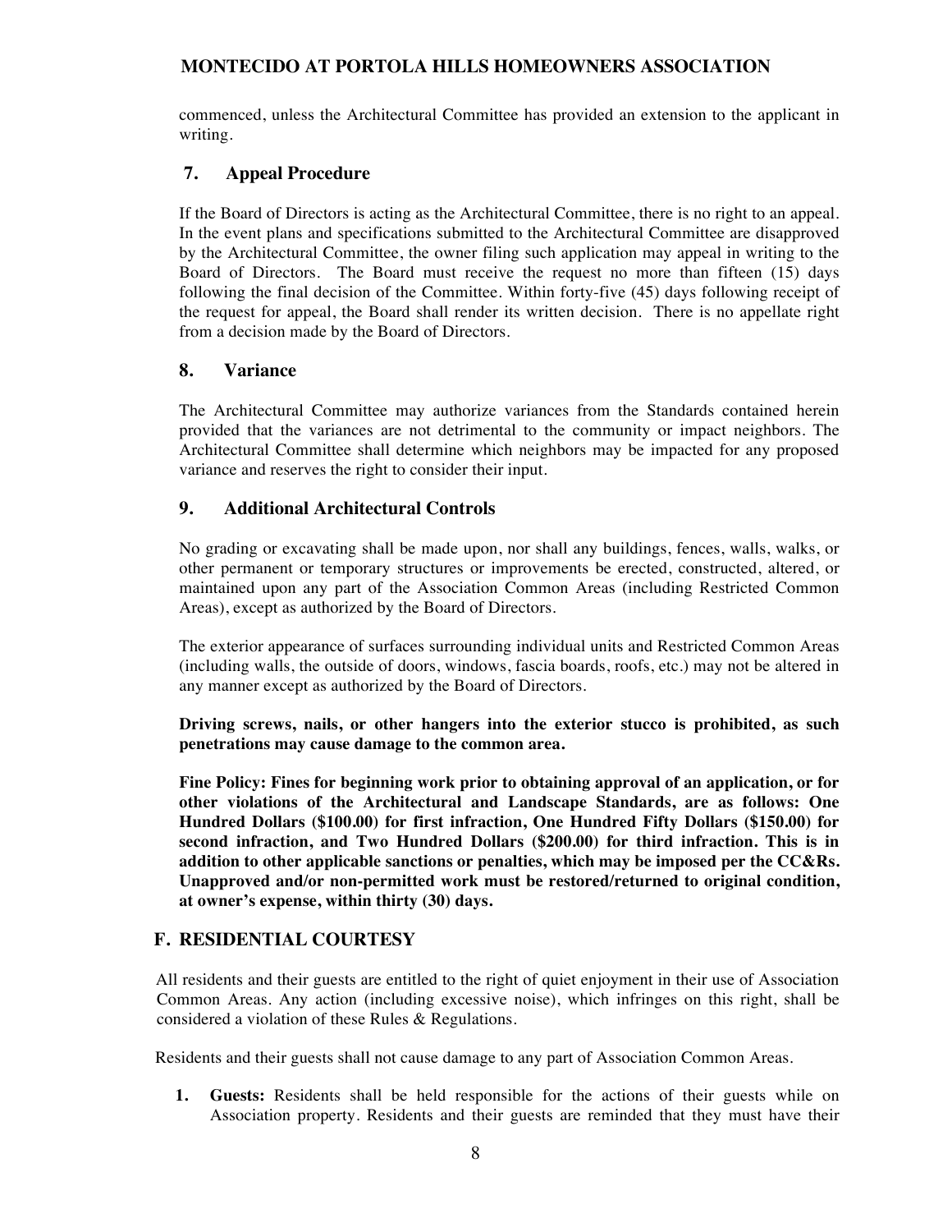commenced, unless the Architectural Committee has provided an extension to the applicant in writing.

### 7. Appeal Procedure

If the Board of Directors is acting as the Architectural Committee, there is no right to an appeal. In the event plans and specifications submitted to the Architectural Committee are disapproved by the Architectural Committee, the owner filing such application may appeal in writing to the Board of Directors. The Board must receive the request no more than fifteen (15) days following the final decision of the Committee. Within forty-five (45) days following receipt of the request for appeal, the Board shall render its written decision. There is no appellate right from a decision made by the Board of Directors.

### 8. Variance

The Architectural Committee may authorize variances from the Standards contained herein provided that the variances are not detrimental to the community or impact neighbors. The Architectural Committee shall determine which neighbors may be impacted for any proposed variance and reserves the right to consider their input.

### 9. Additional Architectural Controls

No grading or excavating shall be made upon, nor shall any buildings, fences, walls, walks, or other permanent or temporary structures or improvements be erected, constructed, altered, or maintained upon any part of the Association Common Areas (including Restricted Common Areas), except as authorized by the Board of Directors.

The exterior appearance of surfaces surrounding individual units and Restricted Common Areas (including walls, the outside of doors, windows, fascia boards, roofs, etc.) may not be altered in any manner except as authorized by the Board of Directors.

**Driving screws, nails, or other hangers into the exterior stucco is prohibited, as such penetrations may cause damage to the common area.**

**Fine Policy: Fines for beginning work prior to obtaining approval of an application, or for other violations of the Architectural and Landscape Standards, are as follows: One Hundred Dollars ($100.00) for first infraction, One Hundred Fifty Dollars ($150.00) for second infraction, and Two Hundred Dollars ($200.00) for third infraction. This is in addition to other applicable sanctions or penalties, which may be imposed per the CC&Rs. Unapproved and/or non-permitted work must be restored/returned to original condition, at owner's expense, within thirty (30) days.**

## F. RESIDENTIAL COURTESY

All residents and their guests are entitled to the right of quiet enjoyment in their use of Association Common Areas. Any action (including excessive noise), which infringes on this right, shall be considered a violation of these Rules & Regulations.

Residents and their guests shall not cause damage to any part of Association Common Areas.

1. **Guests:** Residents shall be held responsible for the actions of their guests while on Association property. Residents and their guests are reminded that they must have their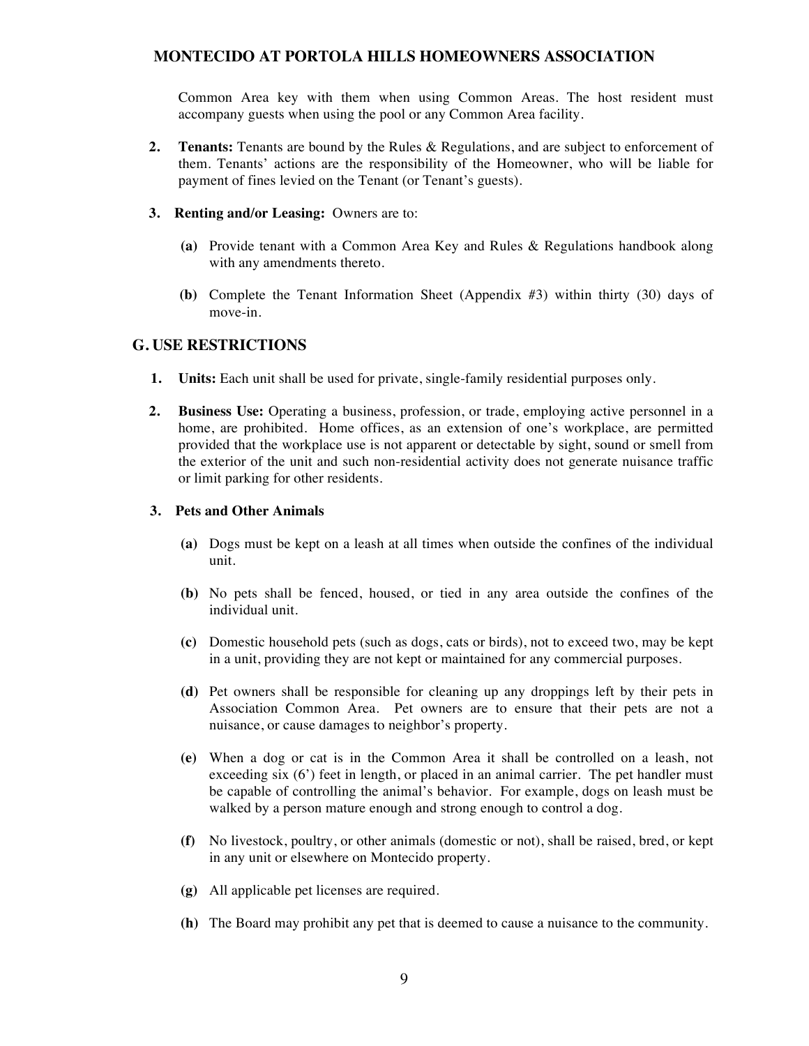Common Area key with them when using Common Areas. The host resident must accompany guests when using the pool or any Common Area facility.

2. **Tenants:** Tenants are bound by the Rules & Regulations, and are subject to enforcement of them. Tenants' actions are the responsibility of the Homeowner, who will be liable for payment of fines levied on the Tenant (or Tenant's guests).

3. **Renting and/or Leasing:** Owners are to:

   **(a)** Provide tenant with a Common Area Key and Rules & Regulations handbook along with any amendments thereto.

   **(b)** Complete the Tenant Information Sheet (Appendix #3) within thirty (30) days of move-in.

## G. USE RESTRICTIONS

1. **Units:** Each unit shall be used for private, single-family residential purposes only.

2. **Business Use:** Operating a business, profession, or trade, employing active personnel in a home, are prohibited. Home offices, as an extension of one's workplace, are permitted provided that the workplace use is not apparent or detectable by sight, sound or smell from the exterior of the unit and such non-residential activity does not generate nuisance traffic or limit parking for other residents.

3. **Pets and Other Animals**

   **(a)** Dogs must be kept on a leash at all times when outside the confines of the individual unit.

   **(b)** No pets shall be fenced, housed, or tied in any area outside the confines of the individual unit.

   **(c)** Domestic household pets (such as dogs, cats or birds), not to exceed two, may be kept in a unit, providing they are not kept or maintained for any commercial purposes.

   **(d)** Pet owners shall be responsible for cleaning up any droppings left by their pets in Association Common Area. Pet owners are to ensure that their pets are not a nuisance, or cause damages to neighbor's property.

   **(e)** When a dog or cat is in the Common Area it shall be controlled on a leash, not exceeding six (6') feet in length, or placed in an animal carrier. The pet handler must be capable of controlling the animal's behavior. For example, dogs on leash must be walked by a person mature enough and strong enough to control a dog.

   **(f)** No livestock, poultry, or other animals (domestic or not), shall be raised, bred, or kept in any unit or elsewhere on Montecido property.

   **(g)** All applicable pet licenses are required.

   **(h)** The Board may prohibit any pet that is deemed to cause a nuisance to the community.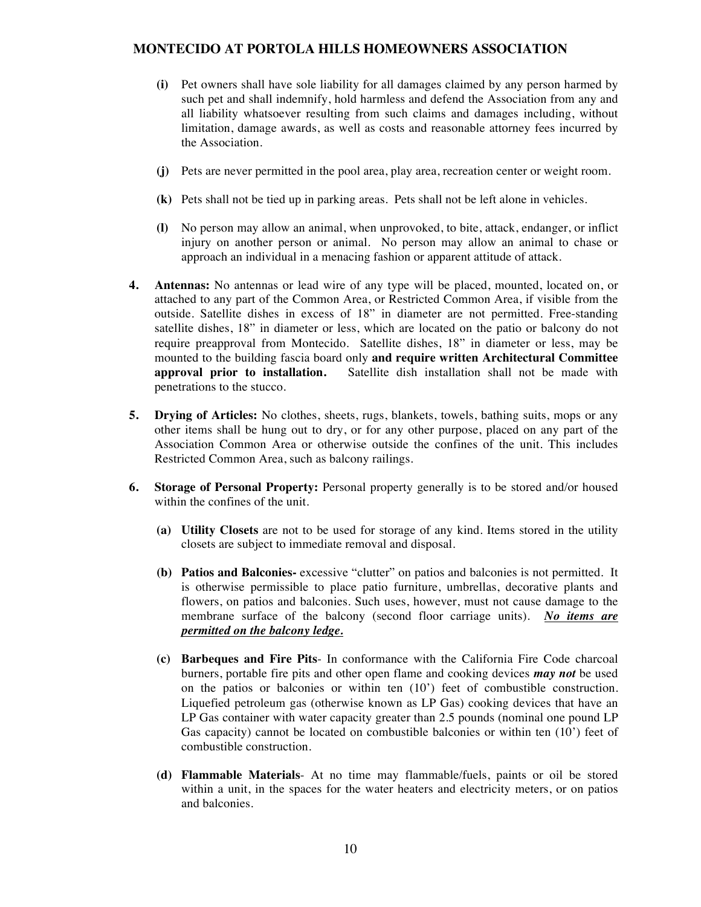**(i)** Pet owners shall have sole liability for all damages claimed by any person harmed by such pet and shall indemnify, hold harmless and defend the Association from any and all liability whatsoever resulting from such claims and damages including, without limitation, damage awards, as well as costs and reasonable attorney fees incurred by the Association.

**(j)** Pets are never permitted in the pool area, play area, recreation center or weight room.

**(k)** Pets shall not be tied up in parking areas. Pets shall not be left alone in vehicles.

**(l)** No person may allow an animal, when unprovoked, to bite, attack, endanger, or inflict injury on another person or animal. No person may allow an animal to chase or approach an individual in a menacing fashion or apparent attitude of attack.

**4. Antennas:** No antennas or lead wire of any type will be placed, mounted, located on, or attached to any part of the Common Area, or Restricted Common Area, if visible from the outside. Satellite dishes in excess of 18" in diameter are not permitted. Free-standing satellite dishes, 18" in diameter or less, which are located on the patio or balcony do not require preapproval from Montecido. Satellite dishes, 18" in diameter or less, may be mounted to the building fascia board only **and require written Architectural Committee approval prior to installation.** Satellite dish installation shall not be made with penetrations to the stucco.

**5. Drying of Articles:** No clothes, sheets, rugs, blankets, towels, bathing suits, mops or any other items shall be hung out to dry, or for any other purpose, placed on any part of the Association Common Area or otherwise outside the confines of the unit. This includes Restricted Common Area, such as balcony railings.

**6. Storage of Personal Property:** Personal property generally is to be stored and/or housed within the confines of the unit.

**(a) Utility Closets** are not to be used for storage of any kind. Items stored in the utility closets are subject to immediate removal and disposal.

**(b) Patios and Balconies-** excessive "clutter" on patios and balconies is not permitted. It is otherwise permissible to place patio furniture, umbrellas, decorative plants and flowers, on patios and balconies. Such uses, however, must not cause damage to the membrane surface of the balcony (second floor carriage units). ***No items are permitted on the balcony ledge.***

**(c) Barbeques and Fire Pits**- In conformance with the California Fire Code charcoal burners, portable fire pits and other open flame and cooking devices ***may not*** be used on the patios or balconies or within ten (10') feet of combustible construction. Liquefied petroleum gas (otherwise known as LP Gas) cooking devices that have an LP Gas container with water capacity greater than 2.5 pounds (nominal one pound LP Gas capacity) cannot be located on combustible balconies or within ten (10') feet of combustible construction.

**(d) Flammable Materials**- At no time may flammable/fuels, paints or oil be stored within a unit, in the spaces for the water heaters and electricity meters, or on patios and balconies.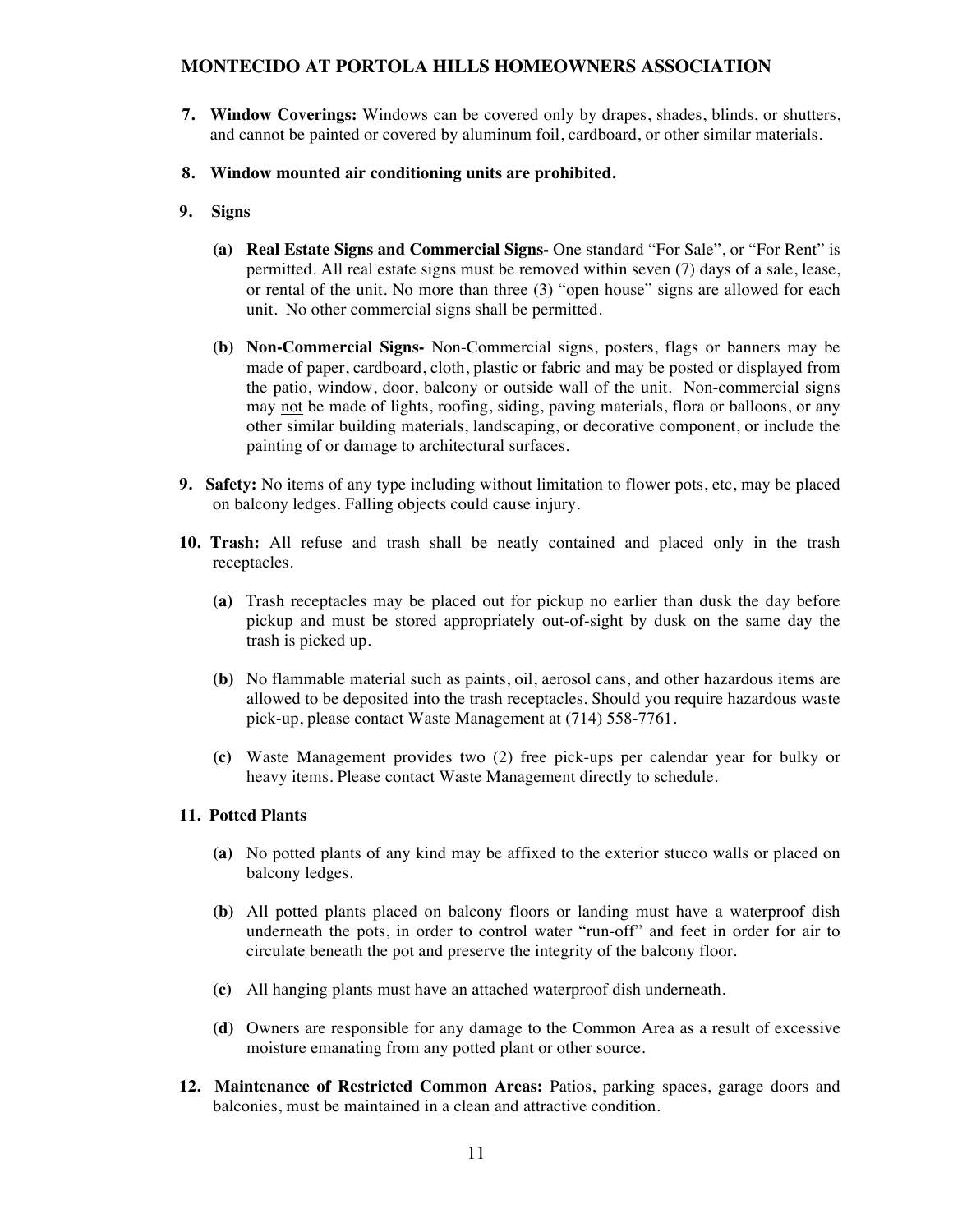7. **Window Coverings:** Windows can be covered only by drapes, shades, blinds, or shutters, and cannot be painted or covered by aluminum foil, cardboard, or other similar materials.

8. **Window mounted air conditioning units are prohibited.**

9. **Signs**

   **(a) Real Estate Signs and Commercial Signs-** One standard "For Sale", or "For Rent" is permitted. All real estate signs must be removed within seven (7) days of a sale, lease, or rental of the unit. No more than three (3) "open house" signs are allowed for each unit. No other commercial signs shall be permitted.

   **(b) Non-Commercial Signs-** Non-Commercial signs, posters, flags or banners may be made of paper, cardboard, cloth, plastic or fabric and may be posted or displayed from the patio, window, door, balcony or outside wall of the unit. Non-commercial signs may not be made of lights, roofing, siding, paving materials, flora or balloons, or any other similar building materials, landscaping, or decorative component, or include the painting of or damage to architectural surfaces.

9. **Safety:** No items of any type including without limitation to flower pots, etc, may be placed on balcony ledges. Falling objects could cause injury.

10. **Trash:** All refuse and trash shall be neatly contained and placed only in the trash receptacles.

    **(a)** Trash receptacles may be placed out for pickup no earlier than dusk the day before pickup and must be stored appropriately out-of-sight by dusk on the same day the trash is picked up.

    **(b)** No flammable material such as paints, oil, aerosol cans, and other hazardous items are allowed to be deposited into the trash receptacles. Should you require hazardous waste pick-up, please contact Waste Management at (714) 558-7761.

    **(c)** Waste Management provides two (2) free pick-ups per calendar year for bulky or heavy items. Please contact Waste Management directly to schedule.

11. **Potted Plants**

    **(a)** No potted plants of any kind may be affixed to the exterior stucco walls or placed on balcony ledges.

    **(b)** All potted plants placed on balcony floors or landing must have a waterproof dish underneath the pots, in order to control water "run-off" and feet in order for air to circulate beneath the pot and preserve the integrity of the balcony floor.

    **(c)** All hanging plants must have an attached waterproof dish underneath.

    **(d)** Owners are responsible for any damage to the Common Area as a result of excessive moisture emanating from any potted plant or other source.

12. **Maintenance of Restricted Common Areas:** Patios, parking spaces, garage doors and balconies, must be maintained in a clean and attractive condition.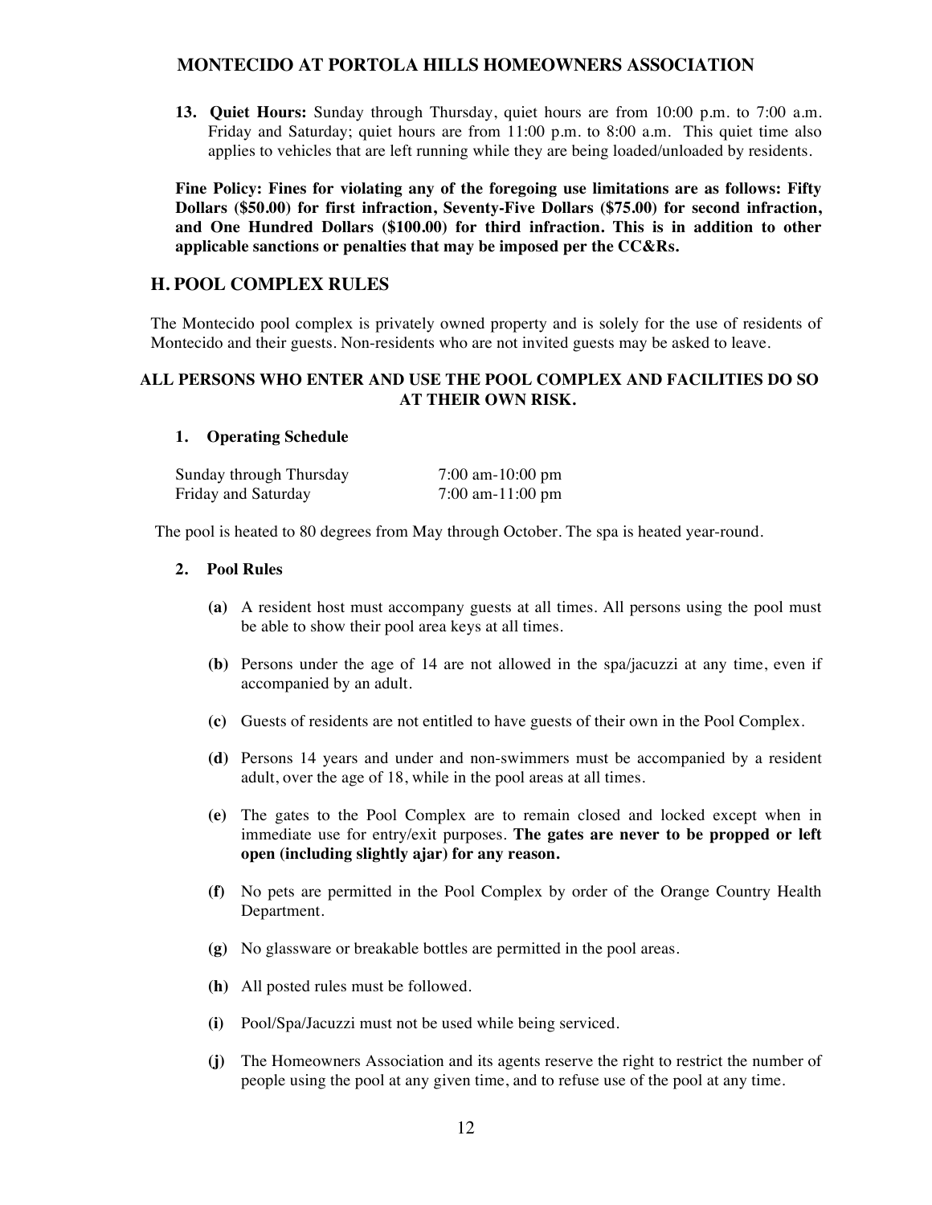13. **Quiet Hours:** Sunday through Thursday, quiet hours are from 10:00 p.m. to 7:00 a.m. Friday and Saturday; quiet hours are from 11:00 p.m. to 8:00 a.m. This quiet time also applies to vehicles that are left running while they are being loaded/unloaded by residents.

**Fine Policy: Fines for violating any of the foregoing use limitations are as follows: Fifty Dollars ($50.00) for first infraction, Seventy-Five Dollars ($75.00) for second infraction, and One Hundred Dollars ($100.00) for third infraction. This is in addition to other applicable sanctions or penalties that may be imposed per the CC&Rs.**

## H. POOL COMPLEX RULES

The Montecido pool complex is privately owned property and is solely for the use of residents of Montecido and their guests. Non-residents who are not invited guests may be asked to leave.

**ALL PERSONS WHO ENTER AND USE THE POOL COMPLEX AND FACILITIES DO SO AT THEIR OWN RISK.**

### 1. Operating Schedule

| | |
|---|---|
| Sunday through Thursday | 7:00 am-10:00 pm |
| Friday and Saturday | 7:00 am-11:00 pm |

The pool is heated to 80 degrees from May through October. The spa is heated year-round.

### 2. Pool Rules

**(a)** A resident host must accompany guests at all times. All persons using the pool must be able to show their pool area keys at all times.

**(b)** Persons under the age of 14 are not allowed in the spa/jacuzzi at any time, even if accompanied by an adult.

**(c)** Guests of residents are not entitled to have guests of their own in the Pool Complex.

**(d)** Persons 14 years and under and non-swimmers must be accompanied by a resident adult, over the age of 18, while in the pool areas at all times.

**(e)** The gates to the Pool Complex are to remain closed and locked except when in immediate use for entry/exit purposes. **The gates are never to be propped or left open (including slightly ajar) for any reason.**

**(f)** No pets are permitted in the Pool Complex by order of the Orange Country Health Department.

**(g)** No glassware or breakable bottles are permitted in the pool areas.

**(h)** All posted rules must be followed.

**(i)** Pool/Spa/Jacuzzi must not be used while being serviced.

**(j)** The Homeowners Association and its agents reserve the right to restrict the number of people using the pool at any given time, and to refuse use of the pool at any time.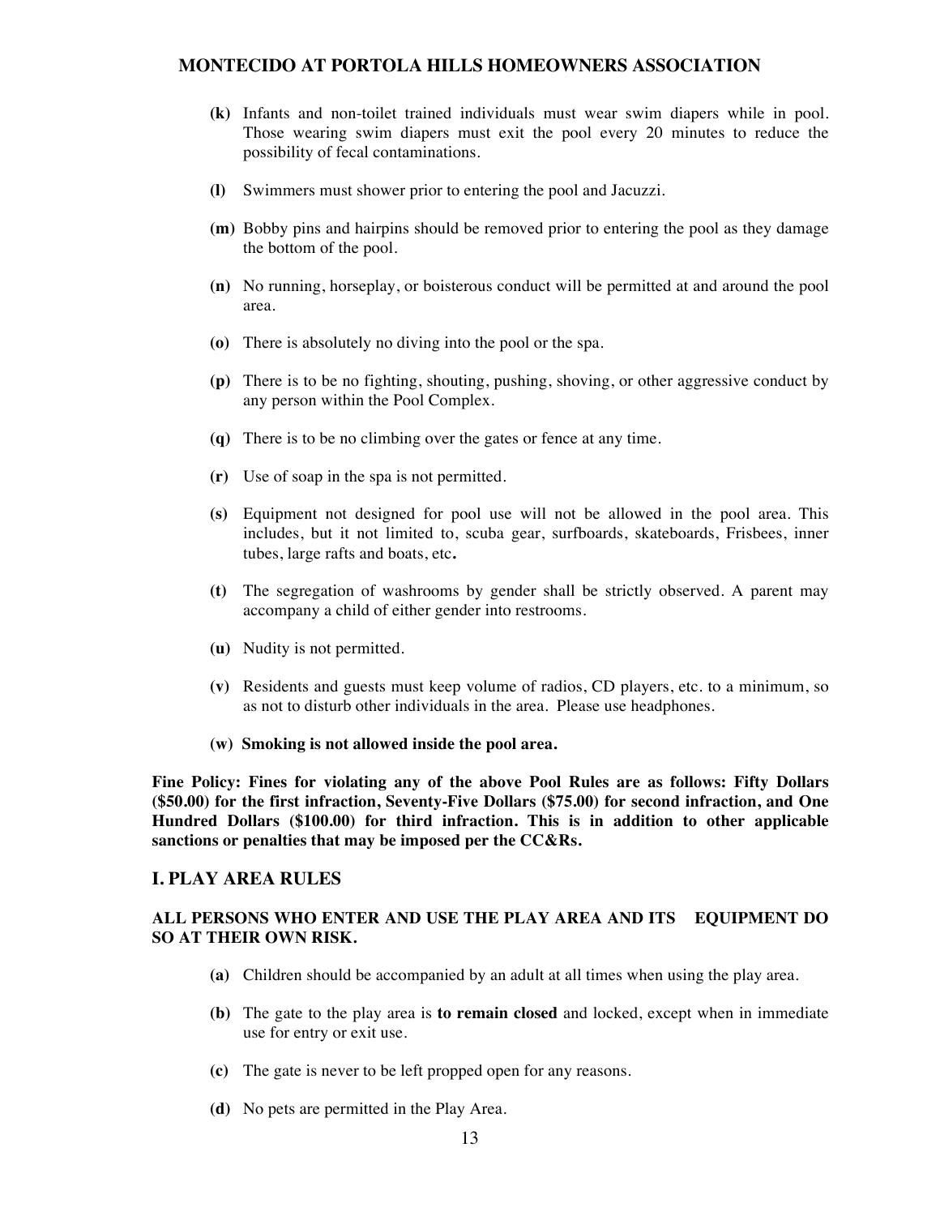**(k)** Infants and non-toilet trained individuals must wear swim diapers while in pool. Those wearing swim diapers must exit the pool every 20 minutes to reduce the possibility of fecal contaminations.

**(l)** Swimmers must shower prior to entering the pool and Jacuzzi.

**(m)** Bobby pins and hairpins should be removed prior to entering the pool as they damage the bottom of the pool.

**(n)** No running, horseplay, or boisterous conduct will be permitted at and around the pool area.

**(o)** There is absolutely no diving into the pool or the spa.

**(p)** There is to be no fighting, shouting, pushing, shoving, or other aggressive conduct by any person within the Pool Complex.

**(q)** There is to be no climbing over the gates or fence at any time.

**(r)** Use of soap in the spa is not permitted.

**(s)** Equipment not designed for pool use will not be allowed in the pool area. This includes, but it not limited to, scuba gear, surfboards, skateboards, Frisbees, inner tubes, large rafts and boats, etc**.**

**(t)** The segregation of washrooms by gender shall be strictly observed. A parent may accompany a child of either gender into restrooms.

**(u)** Nudity is not permitted.

**(v)** Residents and guests must keep volume of radios, CD players, etc. to a minimum, so as not to disturb other individuals in the area. Please use headphones.

**(w) Smoking is not allowed inside the pool area.**

**Fine Policy: Fines for violating any of the above Pool Rules are as follows: Fifty Dollars ($50.00) for the first infraction, Seventy-Five Dollars ($75.00) for second infraction, and One Hundred Dollars ($100.00) for third infraction. This is in addition to other applicable sanctions or penalties that may be imposed per the CC&Rs.**

## I. PLAY AREA RULES

**ALL PERSONS WHO ENTER AND USE THE PLAY AREA AND ITS EQUIPMENT DO SO AT THEIR OWN RISK.**

**(a)** Children should be accompanied by an adult at all times when using the play area.

**(b)** The gate to the play area is **to remain closed** and locked, except when in immediate use for entry or exit use.

**(c)** The gate is never to be left propped open for any reasons.

**(d)** No pets are permitted in the Play Area.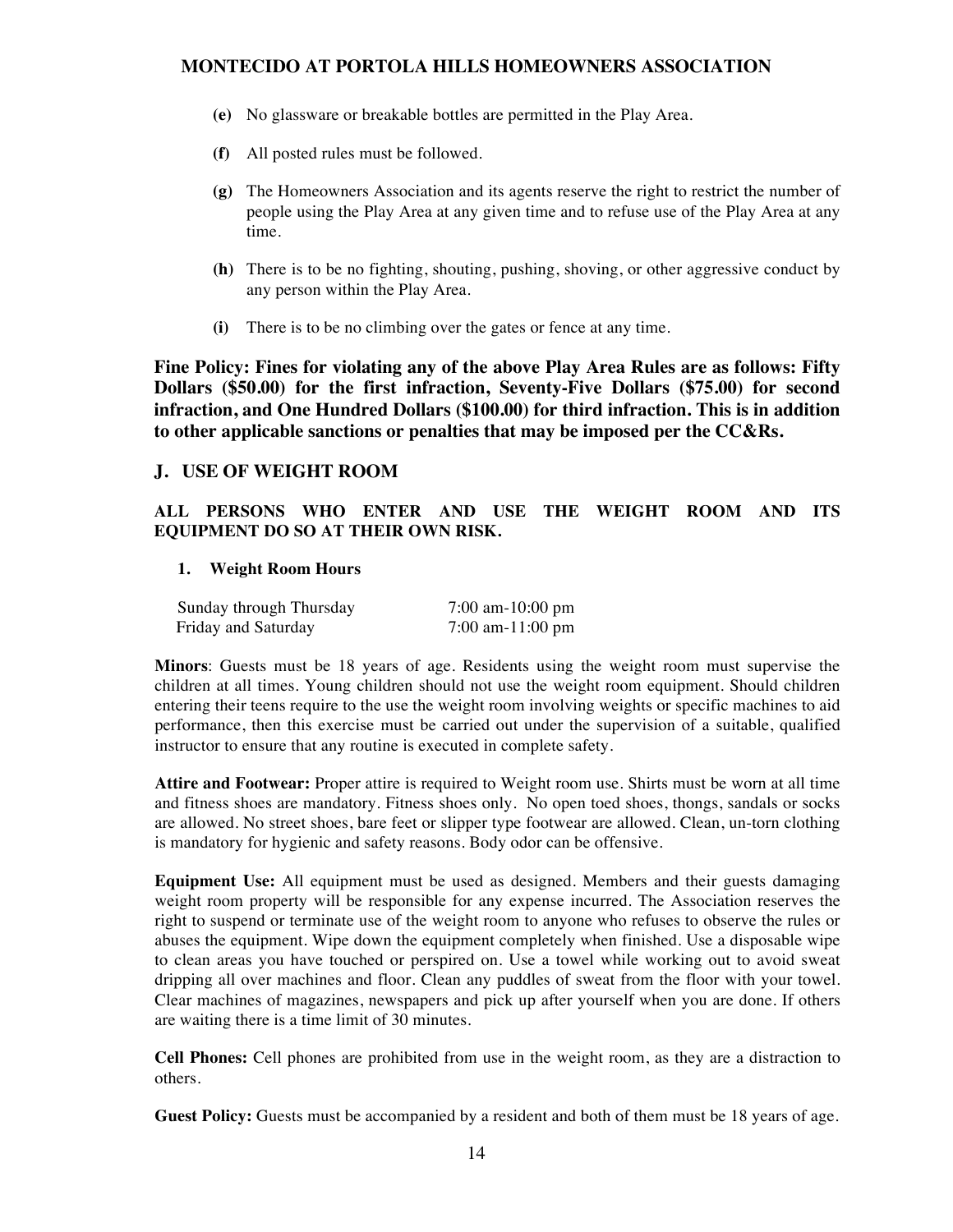**(e)** No glassware or breakable bottles are permitted in the Play Area.

**(f)** All posted rules must be followed.

**(g)** The Homeowners Association and its agents reserve the right to restrict the number of people using the Play Area at any given time and to refuse use of the Play Area at any time.

**(h)** There is to be no fighting, shouting, pushing, shoving, or other aggressive conduct by any person within the Play Area.

**(i)** There is to be no climbing over the gates or fence at any time.

**Fine Policy: Fines for violating any of the above Play Area Rules are as follows: Fifty Dollars ($50.00) for the first infraction, Seventy-Five Dollars ($75.00) for second infraction, and One Hundred Dollars ($100.00) for third infraction. This is in addition to other applicable sanctions or penalties that may be imposed per the CC&Rs.**

## J. USE OF WEIGHT ROOM

**ALL PERSONS WHO ENTER AND USE THE WEIGHT ROOM AND ITS EQUIPMENT DO SO AT THEIR OWN RISK.**

### 1. Weight Room Hours

| | |
|---|---|
| Sunday through Thursday | 7:00 am-10:00 pm |
| Friday and Saturday | 7:00 am-11:00 pm |

**Minors**: Guests must be 18 years of age. Residents using the weight room must supervise the children at all times. Young children should not use the weight room equipment. Should children entering their teens require to the use the weight room involving weights or specific machines to aid performance, then this exercise must be carried out under the supervision of a suitable, qualified instructor to ensure that any routine is executed in complete safety.

**Attire and Footwear:** Proper attire is required to Weight room use. Shirts must be worn at all time and fitness shoes are mandatory. Fitness shoes only. No open toed shoes, thongs, sandals or socks are allowed. No street shoes, bare feet or slipper type footwear are allowed. Clean, un-torn clothing is mandatory for hygienic and safety reasons. Body odor can be offensive.

**Equipment Use:** All equipment must be used as designed. Members and their guests damaging weight room property will be responsible for any expense incurred. The Association reserves the right to suspend or terminate use of the weight room to anyone who refuses to observe the rules or abuses the equipment. Wipe down the equipment completely when finished. Use a disposable wipe to clean areas you have touched or perspired on. Use a towel while working out to avoid sweat dripping all over machines and floor. Clean any puddles of sweat from the floor with your towel. Clear machines of magazines, newspapers and pick up after yourself when you are done. If others are waiting there is a time limit of 30 minutes.

**Cell Phones:** Cell phones are prohibited from use in the weight room, as they are a distraction to others.

**Guest Policy:** Guests must be accompanied by a resident and both of them must be 18 years of age.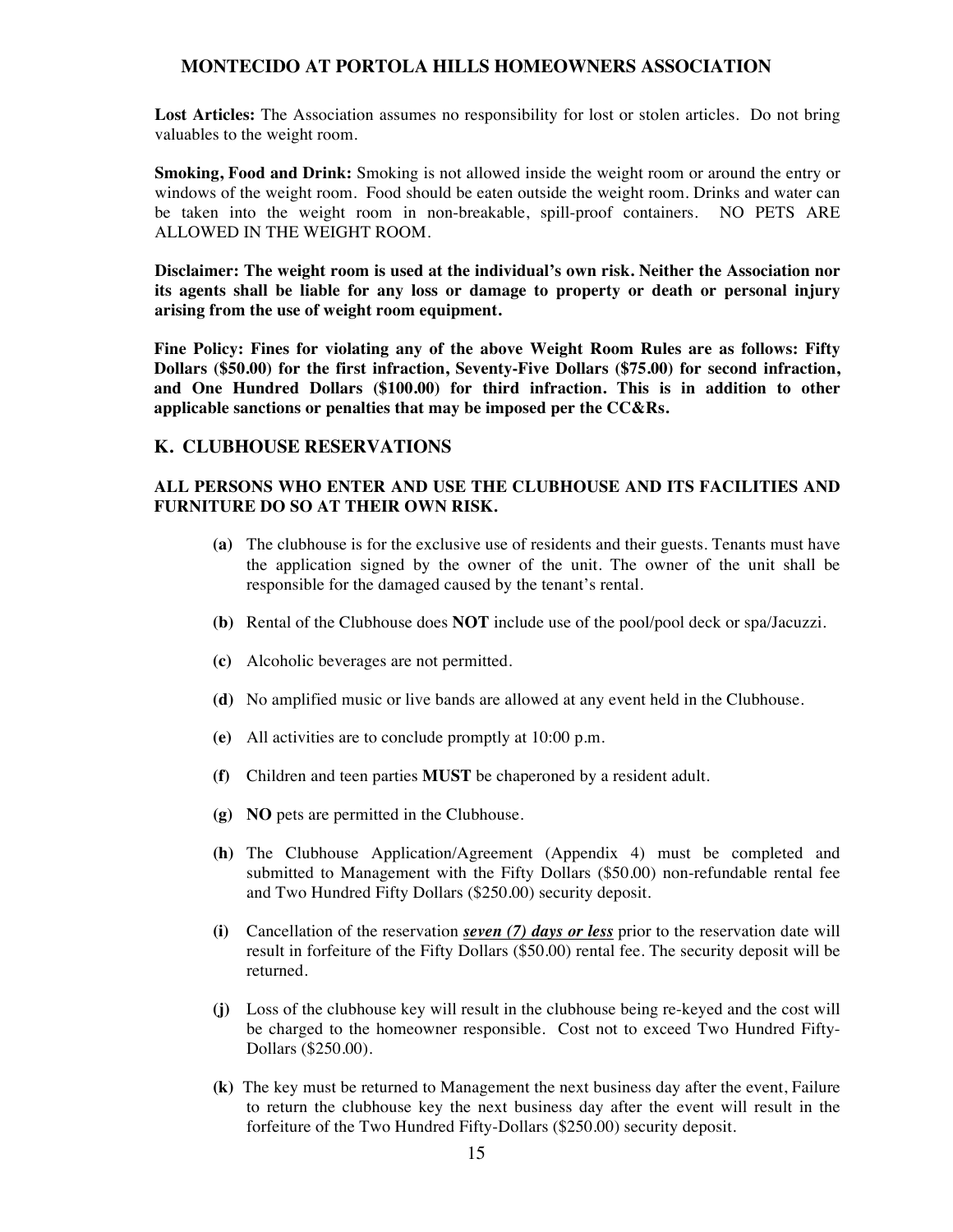**Lost Articles:** The Association assumes no responsibility for lost or stolen articles. Do not bring valuables to the weight room.

**Smoking, Food and Drink:** Smoking is not allowed inside the weight room or around the entry or windows of the weight room. Food should be eaten outside the weight room. Drinks and water can be taken into the weight room in non-breakable, spill-proof containers. NO PETS ARE ALLOWED IN THE WEIGHT ROOM.

**Disclaimer: The weight room is used at the individual's own risk. Neither the Association nor its agents shall be liable for any loss or damage to property or death or personal injury arising from the use of weight room equipment.**

**Fine Policy: Fines for violating any of the above Weight Room Rules are as follows: Fifty Dollars ($50.00) for the first infraction, Seventy-Five Dollars ($75.00) for second infraction, and One Hundred Dollars ($100.00) for third infraction. This is in addition to other applicable sanctions or penalties that may be imposed per the CC&Rs.**

## K. CLUBHOUSE RESERVATIONS

**ALL PERSONS WHO ENTER AND USE THE CLUBHOUSE AND ITS FACILITIES AND FURNITURE DO SO AT THEIR OWN RISK.**

- **(a)** The clubhouse is for the exclusive use of residents and their guests. Tenants must have the application signed by the owner of the unit. The owner of the unit shall be responsible for the damaged caused by the tenant's rental.
- **(b)** Rental of the Clubhouse does **NOT** include use of the pool/pool deck or spa/Jacuzzi.
- **(c)** Alcoholic beverages are not permitted.
- **(d)** No amplified music or live bands are allowed at any event held in the Clubhouse.
- **(e)** All activities are to conclude promptly at 10:00 p.m.
- **(f)** Children and teen parties **MUST** be chaperoned by a resident adult.
- **(g)** **NO** pets are permitted in the Clubhouse.
- **(h)** The Clubhouse Application/Agreement (Appendix 4) must be completed and submitted to Management with the Fifty Dollars ($50.00) non-refundable rental fee and Two Hundred Fifty Dollars ($250.00) security deposit.
- **(i)** Cancellation of the reservation ***seven (7) days or less*** prior to the reservation date will result in forfeiture of the Fifty Dollars ($50.00) rental fee. The security deposit will be returned.
- **(j)** Loss of the clubhouse key will result in the clubhouse being re-keyed and the cost will be charged to the homeowner responsible. Cost not to exceed Two Hundred Fifty-Dollars ($250.00).
- **(k)** The key must be returned to Management the next business day after the event, Failure to return the clubhouse key the next business day after the event will result in the forfeiture of the Two Hundred Fifty-Dollars ($250.00) security deposit.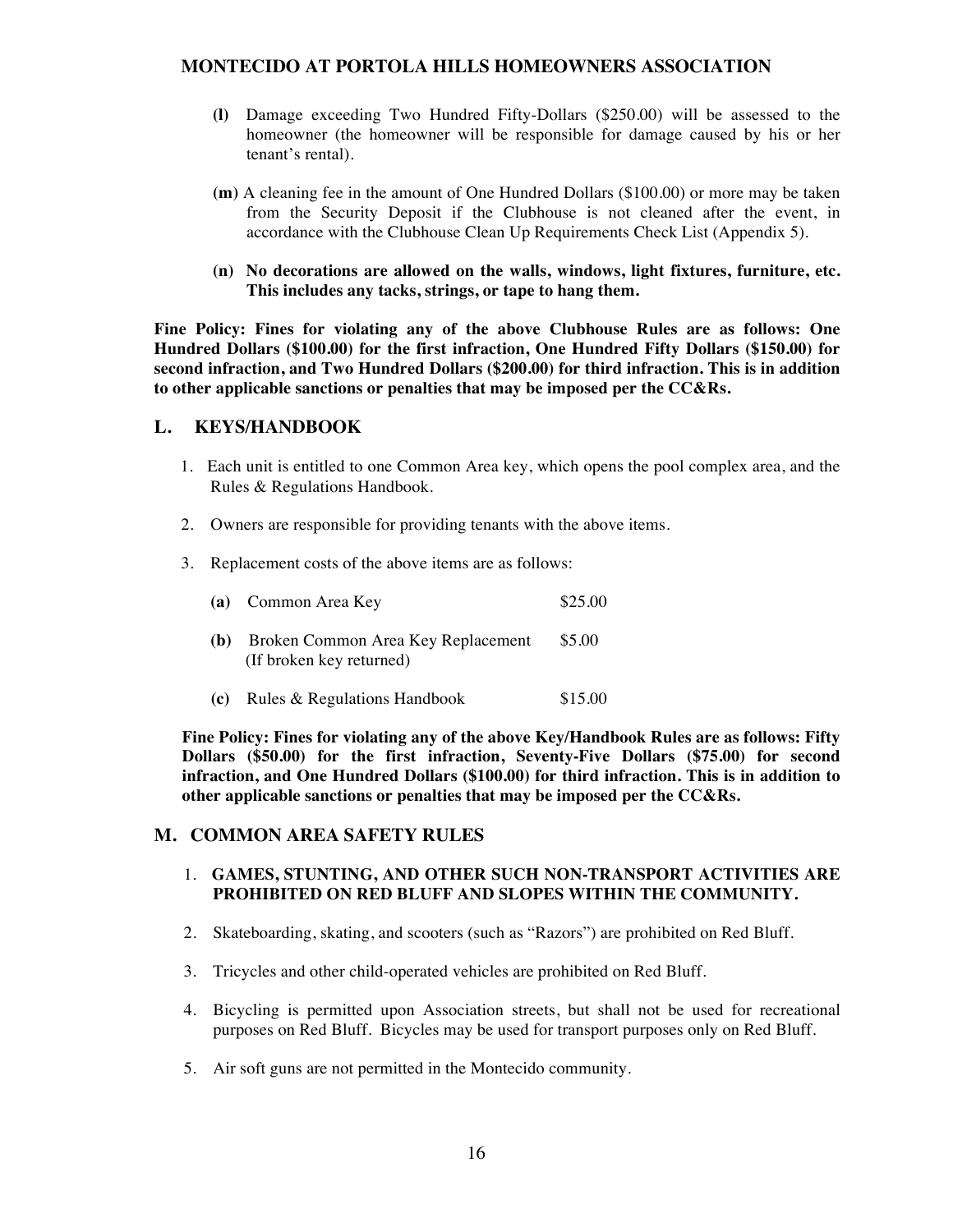(l) Damage exceeding Two Hundred Fifty-Dollars ($250.00) will be assessed to the homeowner (the homeowner will be responsible for damage caused by his or her tenant's rental).

(m) A cleaning fee in the amount of One Hundred Dollars ($100.00) or more may be taken from the Security Deposit if the Clubhouse is not cleaned after the event, in accordance with the Clubhouse Clean Up Requirements Check List (Appendix 5).

**(n) No decorations are allowed on the walls, windows, light fixtures, furniture, etc. This includes any tacks, strings, or tape to hang them.**

**Fine Policy: Fines for violating any of the above Clubhouse Rules are as follows: One Hundred Dollars ($100.00) for the first infraction, One Hundred Fifty Dollars ($150.00) for second infraction, and Two Hundred Dollars ($200.00) for third infraction. This is in addition to other applicable sanctions or penalties that may be imposed per the CC&Rs.**

## L. KEYS/HANDBOOK

1. Each unit is entitled to one Common Area key, which opens the pool complex area, and the Rules & Regulations Handbook.

2. Owners are responsible for providing tenants with the above items.

3. Replacement costs of the above items are as follows:

| | | |
|---|---|---|
| **(a)** | Common Area Key | $25.00 |
| **(b)** | Broken Common Area Key Replacement (If broken key returned) | $5.00 |
| **(c)** | Rules & Regulations Handbook | $15.00 |

**Fine Policy: Fines for violating any of the above Key/Handbook Rules are as follows: Fifty Dollars ($50.00) for the first infraction, Seventy-Five Dollars ($75.00) for second infraction, and One Hundred Dollars ($100.00) for third infraction. This is in addition to other applicable sanctions or penalties that may be imposed per the CC&Rs.**

## M. COMMON AREA SAFETY RULES

1. **GAMES, STUNTING, AND OTHER SUCH NON-TRANSPORT ACTIVITIES ARE PROHIBITED ON RED BLUFF AND SLOPES WITHIN THE COMMUNITY.**

2. Skateboarding, skating, and scooters (such as "Razors") are prohibited on Red Bluff.

3. Tricycles and other child-operated vehicles are prohibited on Red Bluff.

4. Bicycling is permitted upon Association streets, but shall not be used for recreational purposes on Red Bluff. Bicycles may be used for transport purposes only on Red Bluff.

5. Air soft guns are not permitted in the Montecido community.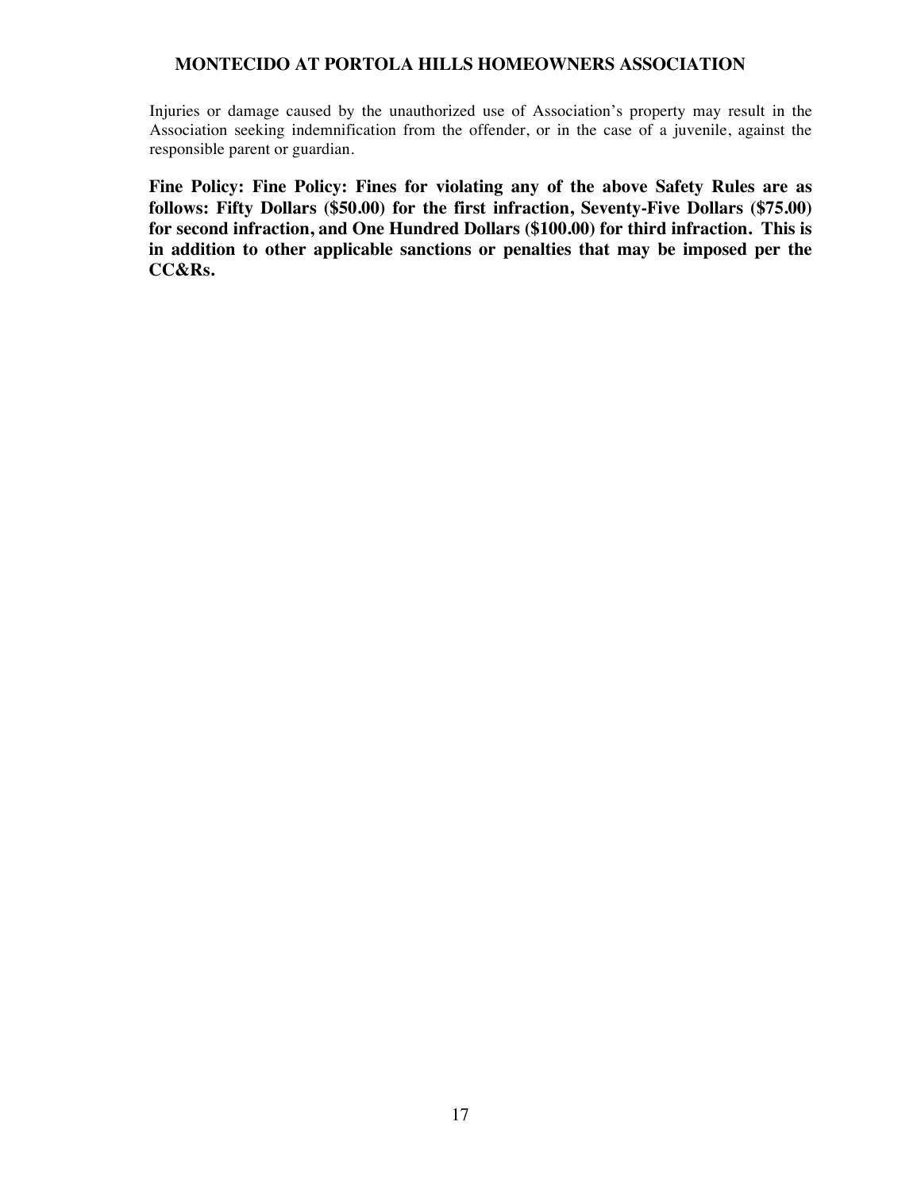Injuries or damage caused by the unauthorized use of Association's property may result in the Association seeking indemnification from the offender, or in the case of a juvenile, against the responsible parent or guardian.

**Fine Policy: Fine Policy: Fines for violating any of the above Safety Rules are as follows: Fifty Dollars ($50.00) for the first infraction, Seventy-Five Dollars ($75.00) for second infraction, and One Hundred Dollars ($100.00) for third infraction. This is in addition to other applicable sanctions or penalties that may be imposed per the CC&Rs.**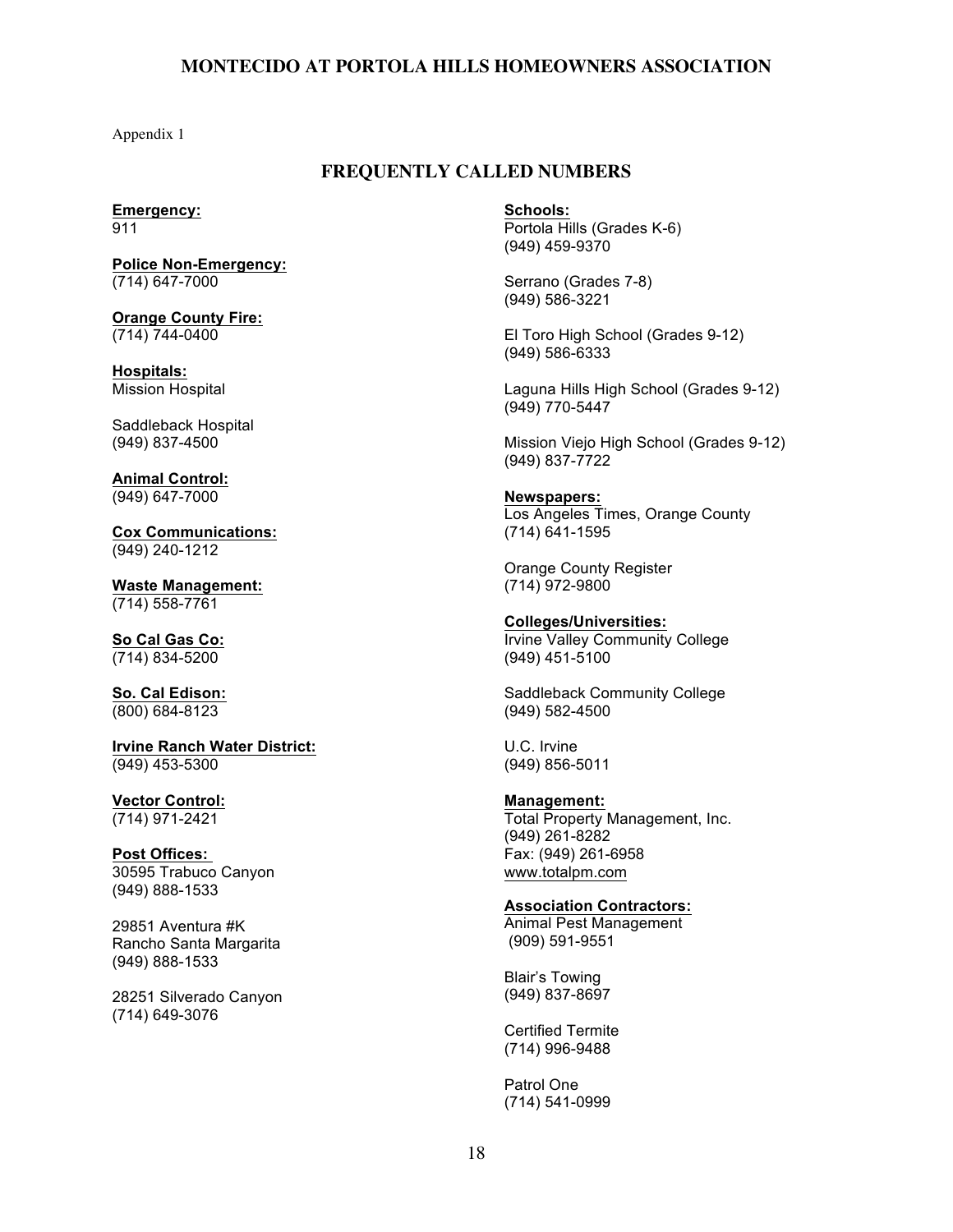MONTECIDO AT PORTOLA HILLS HOMEOWNERS ASSOCIATION

Appendix 1

## FREQUENTLY CALLED NUMBERS

**Emergency:**
911

**Police Non-Emergency:**
(714) 647-7000

**Orange County Fire:**
(714) 744-0400

**Hospitals:**
Mission Hospital

Saddleback Hospital
(949) 837-4500

**Animal Control:**
(949) 647-7000

**Cox Communications:**
(949) 240-1212

**Waste Management:**
(714) 558-7761

**So Cal Gas Co:**
(714) 834-5200

**So. Cal Edison:**
(800) 684-8123

**Irvine Ranch Water District:**
(949) 453-5300

**Vector Control:**
(714) 971-2421

**Post Offices:**
30595 Trabuco Canyon
(949) 888-1533

29851 Aventura #K
Rancho Santa Margarita
(949) 888-1533

28251 Silverado Canyon
(714) 649-3076

**Schools:**
Portola Hills (Grades K-6)
(949) 459-9370

Serrano (Grades 7-8)
(949) 586-3221

El Toro High School (Grades 9-12)
(949) 586-6333

Laguna Hills High School (Grades 9-12)
(949) 770-5447

Mission Viejo High School (Grades 9-12)
(949) 837-7722

**Newspapers:**
Los Angeles Times, Orange County
(714) 641-1595

Orange County Register
(714) 972-9800

**Colleges/Universities:**
Irvine Valley Community College
(949) 451-5100

Saddleback Community College
(949) 582-4500

U.C. Irvine
(949) 856-5011

**Management:**
Total Property Management, Inc.
(949) 261-8282
Fax: (949) 261-6958
www.totalpm.com

**Association Contractors:**
Animal Pest Management
(909) 591-9551

Blair's Towing
(949) 837-8697

Certified Termite
(714) 996-9488

Patrol One
(714) 541-0999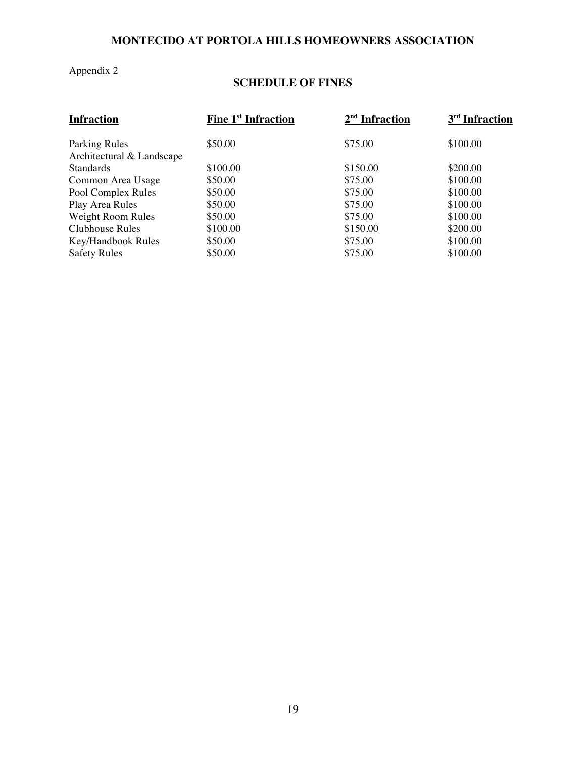# MONTECIDO AT PORTOLA HILLS HOMEOWNERS ASSOCIATION

Appendix 2

## SCHEDULE OF FINES

| Infraction | Fine 1st Infraction | 2nd Infraction | 3rd Infraction |
|---|---|---|---|
| Parking Rules | $50.00 | $75.00 | $100.00 |
| Architectural & Landscape Standards | $100.00 | $150.00 | $200.00 |
| Common Area Usage | $50.00 | $75.00 | $100.00 |
| Pool Complex Rules | $50.00 | $75.00 | $100.00 |
| Play Area Rules | $50.00 | $75.00 | $100.00 |
| Weight Room Rules | $50.00 | $75.00 | $100.00 |
| Clubhouse Rules | $100.00 | $150.00 | $200.00 |
| Key/Handbook Rules | $50.00 | $75.00 | $100.00 |
| Safety Rules | $50.00 | $75.00 | $100.00 |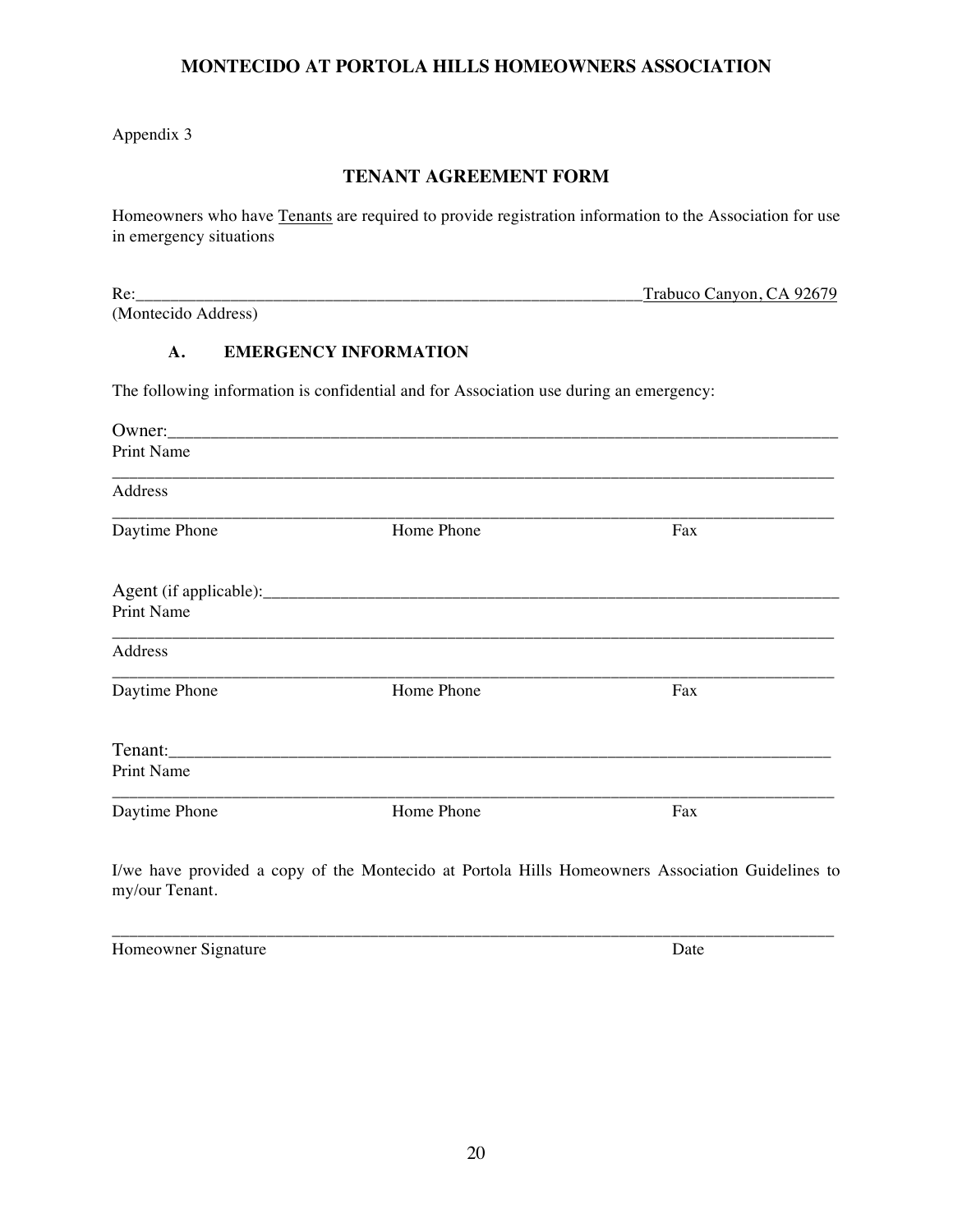**MONTECIDO AT PORTOLA HILLS HOMEOWNERS ASSOCIATION**

Appendix 3

## TENANT AGREEMENT FORM

Homeowners who have Tenants are required to provide registration information to the Association for use in emergency situations

Re:_____________________________________________________________ Trabuco Canyon, CA 92679
(Montecido Address)

### A. EMERGENCY INFORMATION

The following information is confidential and for Association use during an emergency:

Owner:_______________________________________________________________________________
Print Name

_____________________________________________________________________________________
Address

_____________________________________________________________________________________
Daytime Phone Home Phone Fax

Agent (if applicable):_________________________________________________________________
Print Name

_____________________________________________________________________________________
Address

_____________________________________________________________________________________
Daytime Phone Home Phone Fax

Tenant:______________________________________________________________________________
Print Name

_____________________________________________________________________________________
Daytime Phone Home Phone Fax

I/we have provided a copy of the Montecido at Portola Hills Homeowners Association Guidelines to my/our Tenant.

_____________________________________________________________________________________
Homeowner Signature Date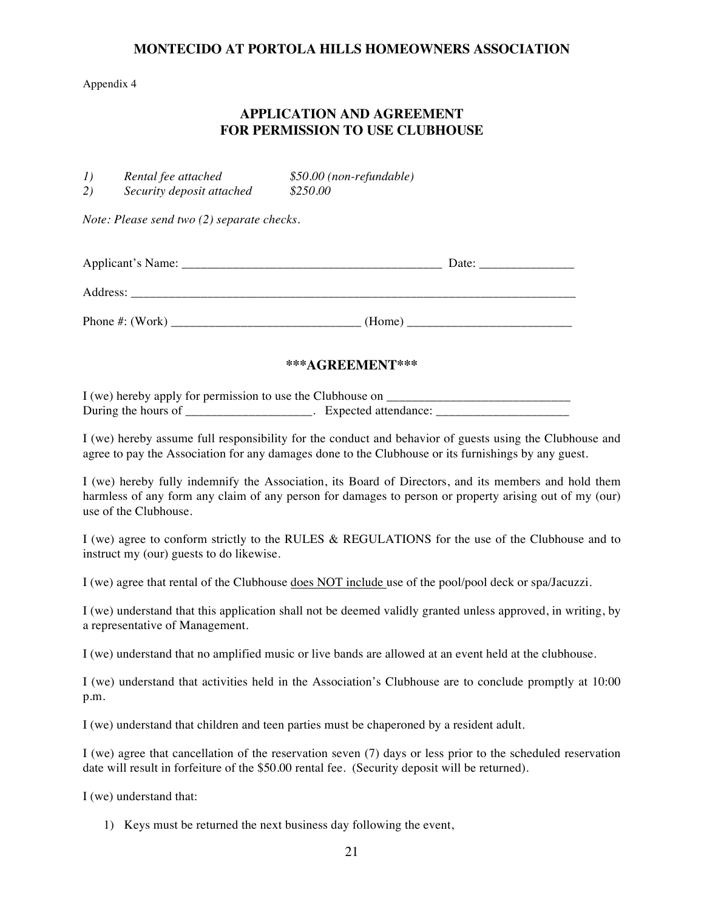**MONTECIDO AT PORTOLA HILLS HOMEOWNERS ASSOCIATION**

Appendix 4

## APPLICATION AND AGREEMENT FOR PERMISSION TO USE CLUBHOUSE

*1) Rental fee attached $50.00 (non-refundable)*
*2) Security deposit attached $250.00*

*Note: Please send two (2) separate checks.*

Applicant's Name: _________________________________________ Date: _______________

Address: ___________________________________________________________________________

Phone #: (Work) ______________________________ (Home) __________________________

## \*\*\*AGREEMENT\*\*\*

I (we) hereby apply for permission to use the Clubhouse on _____________________________
During the hours of ____________________. Expected attendance: _____________________

I (we) hereby assume full responsibility for the conduct and behavior of guests using the Clubhouse and agree to pay the Association for any damages done to the Clubhouse or its furnishings by any guest.

I (we) hereby fully indemnify the Association, its Board of Directors, and its members and hold them harmless of any form any claim of any person for damages to person or property arising out of my (our) use of the Clubhouse.

I (we) agree to conform strictly to the RULES & REGULATIONS for the use of the Clubhouse and to instruct my (our) guests to do likewise.

I (we) agree that rental of the Clubhouse <u>does NOT include</u> use of the pool/pool deck or spa/Jacuzzi.

I (we) understand that this application shall not be deemed validly granted unless approved, in writing, by a representative of Management.

I (we) understand that no amplified music or live bands are allowed at an event held at the clubhouse.

I (we) understand that activities held in the Association's Clubhouse are to conclude promptly at 10:00 p.m.

I (we) understand that children and teen parties must be chaperoned by a resident adult.

I (we) agree that cancellation of the reservation seven (7) days or less prior to the scheduled reservation date will result in forfeiture of the $50.00 rental fee. (Security deposit will be returned).

I (we) understand that:

1) Keys must be returned the next business day following the event,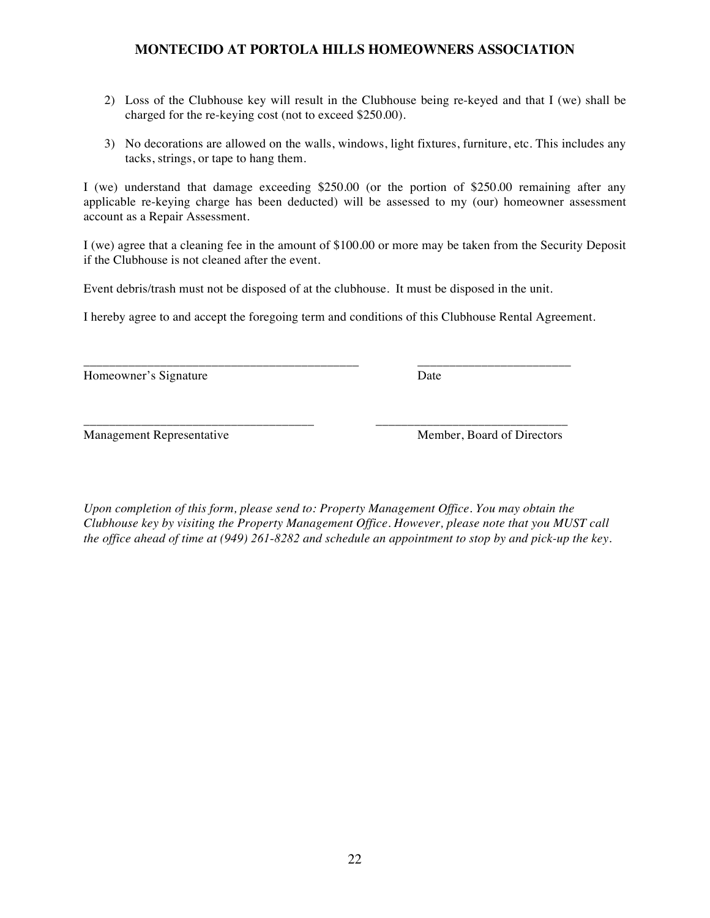**MONTECIDO AT PORTOLA HILLS HOMEOWNERS ASSOCIATION**

2) Loss of the Clubhouse key will result in the Clubhouse being re-keyed and that I (we) shall be charged for the re-keying cost (not to exceed $250.00).

3) No decorations are allowed on the walls, windows, light fixtures, furniture, etc. This includes any tacks, strings, or tape to hang them.

I (we) understand that damage exceeding $250.00 (or the portion of $250.00 remaining after any applicable re-keying charge has been deducted) will be assessed to my (our) homeowner assessment account as a Repair Assessment.

I (we) agree that a cleaning fee in the amount of $100.00 or more may be taken from the Security Deposit if the Clubhouse is not cleaned after the event.

Event debris/trash must not be disposed of at the clubhouse. It must be disposed in the unit.

I hereby agree to and accept the foregoing term and conditions of this Clubhouse Rental Agreement.

______________________________________________ ________________________

Homeowner's Signature Date

____________________________________ ______________________________

Management Representative Member, Board of Directors

*Upon completion of this form, please send to: Property Management Office. You may obtain the Clubhouse key by visiting the Property Management Office. However, please note that you MUST call the office ahead of time at (949) 261-8282 and schedule an appointment to stop by and pick-up the key.*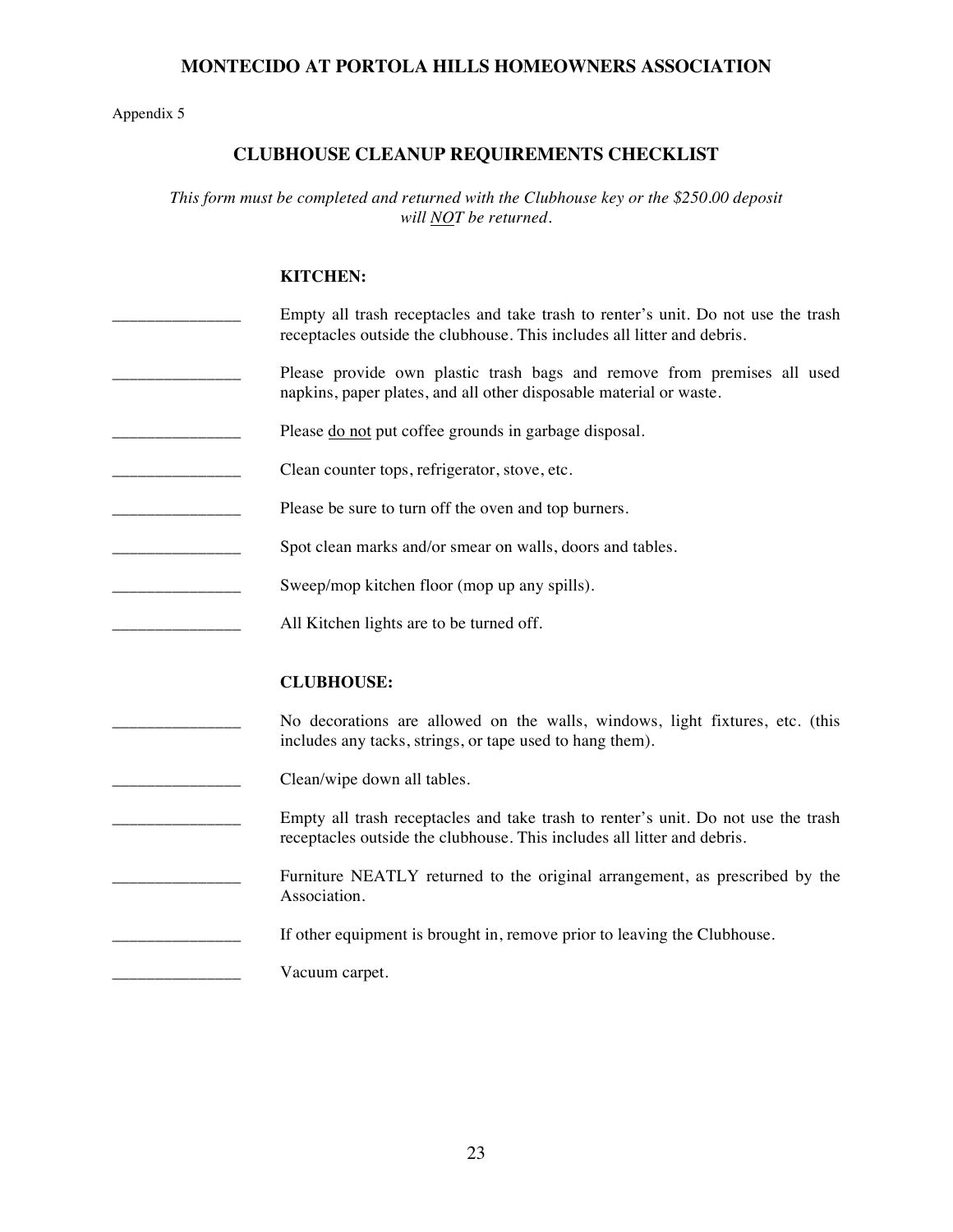# MONTECIDO AT PORTOLA HILLS HOMEOWNERS ASSOCIATION

Appendix 5

## CLUBHOUSE CLEANUP REQUIREMENTS CHECKLIST

*This form must be completed and returned with the Clubhouse key or the $250.00 deposit will NOT be returned.*

### KITCHEN:

_______________ Empty all trash receptacles and take trash to renter's unit. Do not use the trash receptacles outside the clubhouse. This includes all litter and debris.

_______________ Please provide own plastic trash bags and remove from premises all used napkins, paper plates, and all other disposable material or waste.

_______________ Please do not put coffee grounds in garbage disposal.

_______________ Clean counter tops, refrigerator, stove, etc.

_______________ Please be sure to turn off the oven and top burners.

_______________ Spot clean marks and/or smear on walls, doors and tables.

_______________ Sweep/mop kitchen floor (mop up any spills).

_______________ All Kitchen lights are to be turned off.

### CLUBHOUSE:

_______________ No decorations are allowed on the walls, windows, light fixtures, etc. (this includes any tacks, strings, or tape used to hang them).

_______________ Clean/wipe down all tables.

_______________ Empty all trash receptacles and take trash to renter's unit. Do not use the trash receptacles outside the clubhouse. This includes all litter and debris.

_______________ Furniture NEATLY returned to the original arrangement, as prescribed by the Association.

_______________ If other equipment is brought in, remove prior to leaving the Clubhouse.

_______________ Vacuum carpet.